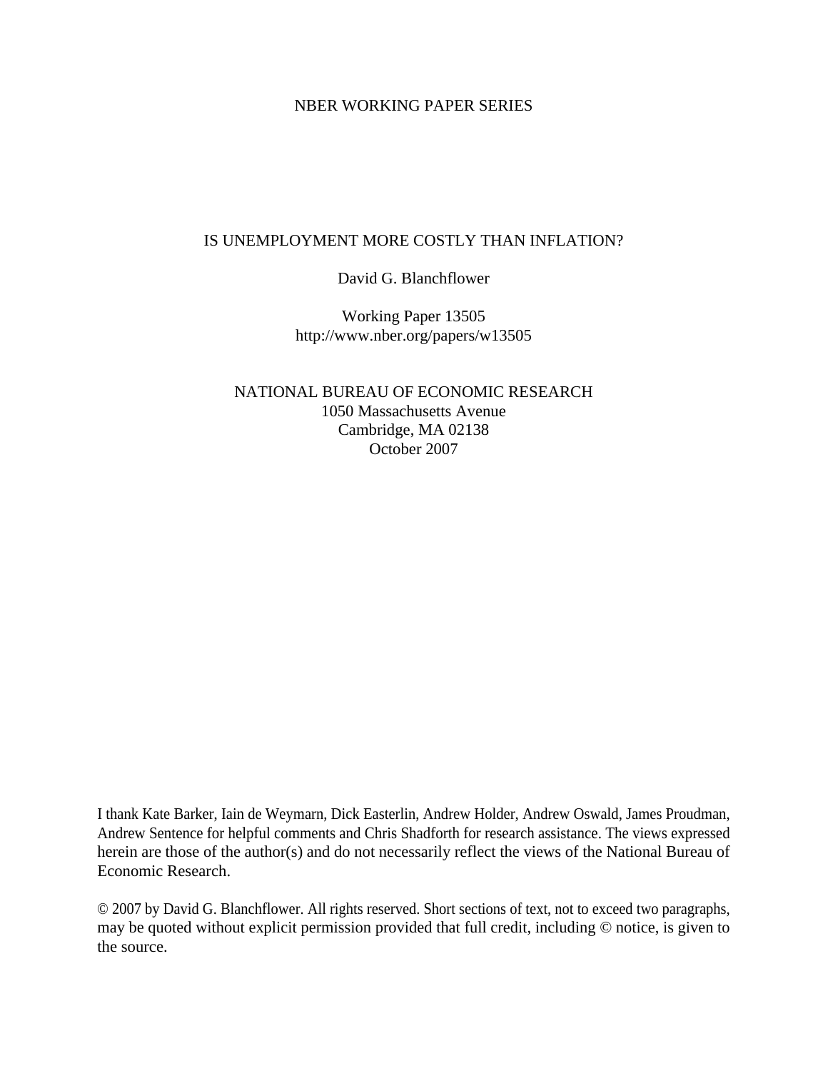NBER WORKING PAPER SERIES

# IS UNEMPLOYMENT MORE COSTLY THAN INFLATION?

David G. Blanchflower

Working Paper 13505
http://www.nber.org/papers/w13505

NATIONAL BUREAU OF ECONOMIC RESEARCH
1050 Massachusetts Avenue
Cambridge, MA 02138
October 2007

I thank Kate Barker, Iain de Weymarn, Dick Easterlin, Andrew Holder, Andrew Oswald, James Proudman, Andrew Sentence for helpful comments and Chris Shadforth for research assistance. The views expressed herein are those of the author(s) and do not necessarily reflect the views of the National Bureau of Economic Research.

© 2007 by David G. Blanchflower. All rights reserved. Short sections of text, not to exceed two paragraphs, may be quoted without explicit permission provided that full credit, including © notice, is given to the source.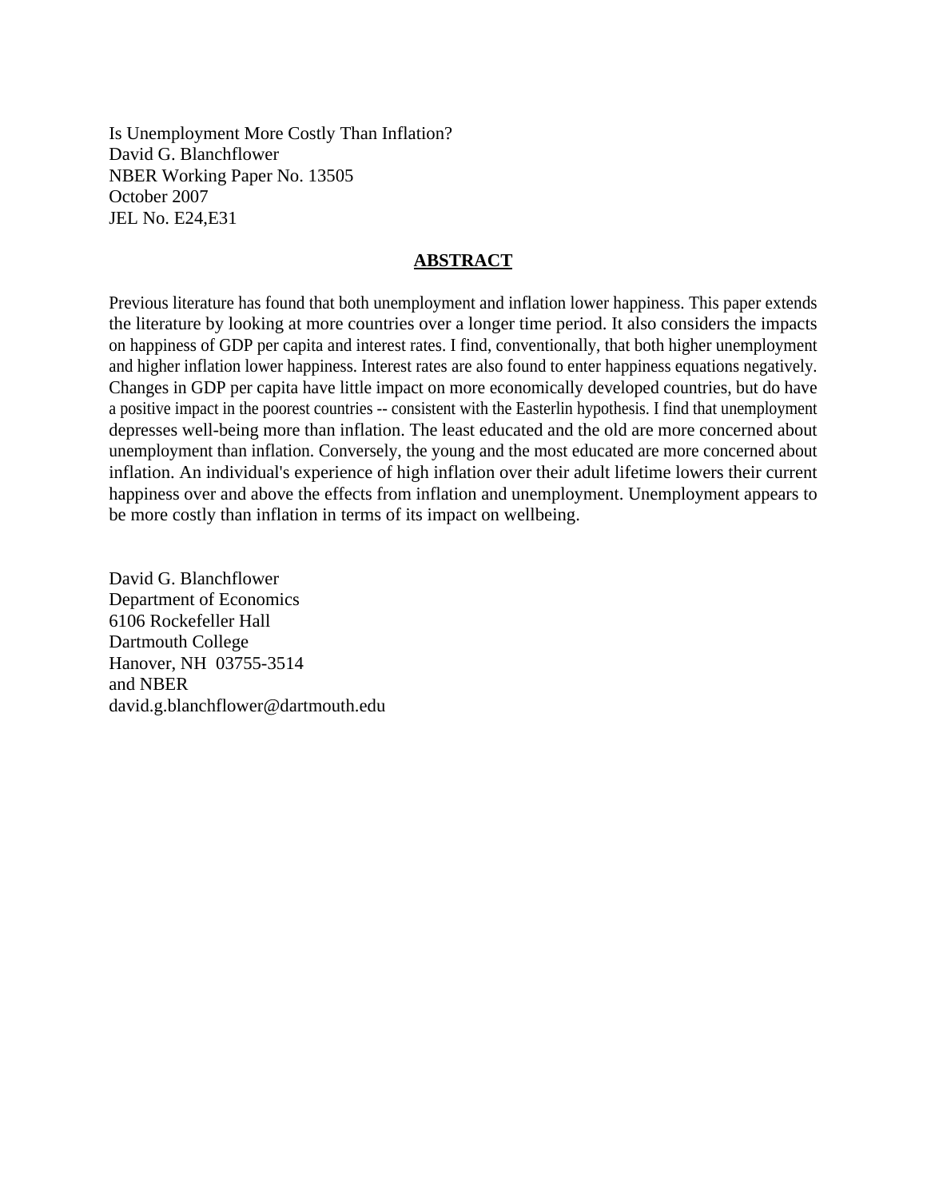Is Unemployment More Costly Than Inflation?
David G. Blanchflower
NBER Working Paper No. 13505
October 2007
JEL No. E24,E31

## ABSTRACT

Previous literature has found that both unemployment and inflation lower happiness. This paper extends the literature by looking at more countries over a longer time period. It also considers the impacts on happiness of GDP per capita and interest rates. I find, conventionally, that both higher unemployment and higher inflation lower happiness. Interest rates are also found to enter happiness equations negatively. Changes in GDP per capita have little impact on more economically developed countries, but do have a positive impact in the poorest countries -- consistent with the Easterlin hypothesis. I find that unemployment depresses well-being more than inflation. The least educated and the old are more concerned about unemployment than inflation. Conversely, the young and the most educated are more concerned about inflation. An individual's experience of high inflation over their adult lifetime lowers their current happiness over and above the effects from inflation and unemployment. Unemployment appears to be more costly than inflation in terms of its impact on wellbeing.

David G. Blanchflower
Department of Economics
6106 Rockefeller Hall
Dartmouth College
Hanover, NH 03755-3514
and NBER
david.g.blanchflower@dartmouth.edu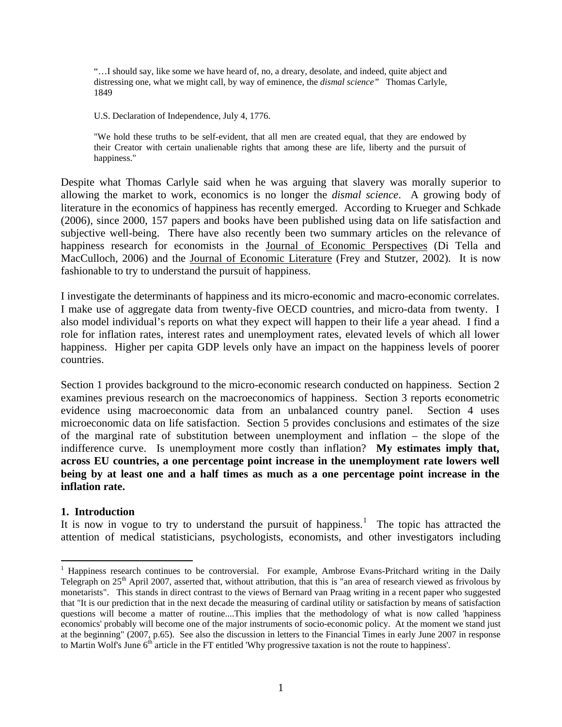> "…I should say, like some we have heard of, no, a dreary, desolate, and indeed, quite abject and distressing one, what we might call, by way of eminence, the *dismal science"* Thomas Carlyle, 1849

> U.S. Declaration of Independence, July 4, 1776.
>
> "We hold these truths to be self-evident, that all men are created equal, that they are endowed by their Creator with certain unalienable rights that among these are life, liberty and the pursuit of happiness."

Despite what Thomas Carlyle said when he was arguing that slavery was morally superior to allowing the market to work, economics is no longer the *dismal science*. A growing body of literature in the economics of happiness has recently emerged. According to Krueger and Schkade (2006), since 2000, 157 papers and books have been published using data on life satisfaction and subjective well-being. There have also recently been two summary articles on the relevance of happiness research for economists in the Journal of Economic Perspectives (Di Tella and MacCulloch, 2006) and the Journal of Economic Literature (Frey and Stutzer, 2002). It is now fashionable to try to understand the pursuit of happiness.

I investigate the determinants of happiness and its micro-economic and macro-economic correlates. I make use of aggregate data from twenty-five OECD countries, and micro-data from twenty. I also model individual's reports on what they expect will happen to their life a year ahead. I find a role for inflation rates, interest rates and unemployment rates, elevated levels of which all lower happiness. Higher per capita GDP levels only have an impact on the happiness levels of poorer countries.

Section 1 provides background to the micro-economic research conducted on happiness. Section 2 examines previous research on the macroeconomics of happiness. Section 3 reports econometric evidence using macroeconomic data from an unbalanced country panel. Section 4 uses microeconomic data on life satisfaction. Section 5 provides conclusions and estimates of the size of the marginal rate of substitution between unemployment and inflation – the slope of the indifference curve. Is unemployment more costly than inflation? **My estimates imply that, across EU countries, a one percentage point increase in the unemployment rate lowers well being by at least one and a half times as much as a one percentage point increase in the inflation rate.**

## 1. Introduction

It is now in vogue to try to understand the pursuit of happiness.[1] The topic has attracted the attention of medical statisticians, psychologists, economists, and other investigators including

[1] Happiness research continues to be controversial. For example, Ambrose Evans-Pritchard writing in the Daily Telegraph on 25th April 2007, asserted that, without attribution, that this is "an area of research viewed as frivolous by monetarists". This stands in direct contrast to the views of Bernard van Praag writing in a recent paper who suggested that "It is our prediction that in the next decade the measuring of cardinal utility or satisfaction by means of satisfaction questions will become a matter of routine....This implies that the methodology of what is now called 'happiness economics' probably will become one of the major instruments of socio-economic policy. At the moment we stand just at the beginning" (2007, p.65). See also the discussion in letters to the Financial Times in early June 2007 in response to Martin Wolf's June 6th article in the FT entitled 'Why progressive taxation is not the route to happiness'.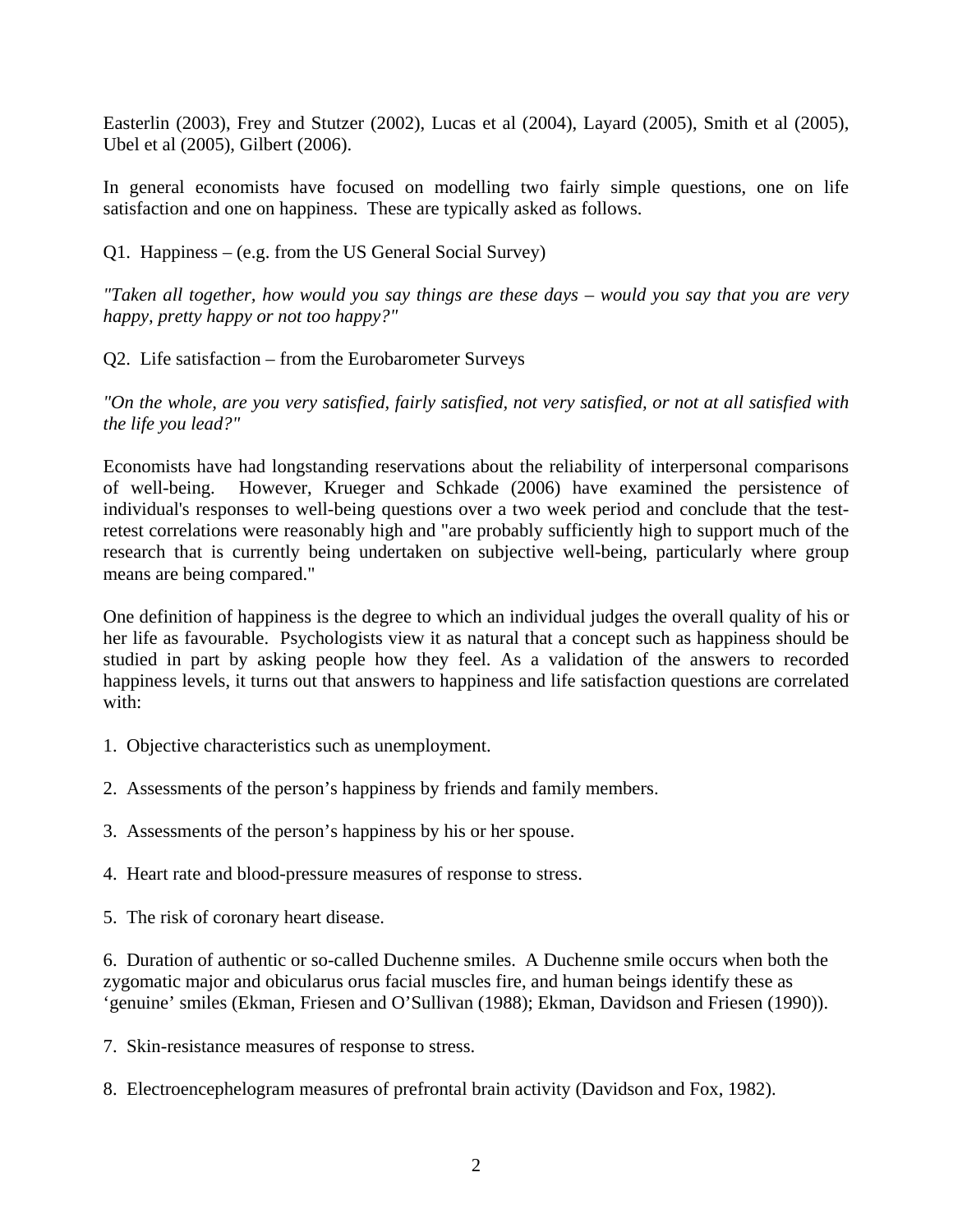Easterlin (2003), Frey and Stutzer (2002), Lucas et al (2004), Layard (2005), Smith et al (2005), Ubel et al (2005), Gilbert (2006).

In general economists have focused on modelling two fairly simple questions, one on life satisfaction and one on happiness. These are typically asked as follows.

Q1. Happiness – (e.g. from the US General Social Survey)

*"Taken all together, how would you say things are these days – would you say that you are very happy, pretty happy or not too happy?"*

Q2. Life satisfaction – from the Eurobarometer Surveys

*"On the whole, are you very satisfied, fairly satisfied, not very satisfied, or not at all satisfied with the life you lead?"*

Economists have had longstanding reservations about the reliability of interpersonal comparisons of well-being. However, Krueger and Schkade (2006) have examined the persistence of individual's responses to well-being questions over a two week period and conclude that the test-retest correlations were reasonably high and "are probably sufficiently high to support much of the research that is currently being undertaken on subjective well-being, particularly where group means are being compared."

One definition of happiness is the degree to which an individual judges the overall quality of his or her life as favourable. Psychologists view it as natural that a concept such as happiness should be studied in part by asking people how they feel. As a validation of the answers to recorded happiness levels, it turns out that answers to happiness and life satisfaction questions are correlated with:

1. Objective characteristics such as unemployment.

2. Assessments of the person's happiness by friends and family members.

3. Assessments of the person's happiness by his or her spouse.

4. Heart rate and blood-pressure measures of response to stress.

5. The risk of coronary heart disease.

6. Duration of authentic or so-called Duchenne smiles. A Duchenne smile occurs when both the zygomatic major and obicularus orus facial muscles fire, and human beings identify these as 'genuine' smiles (Ekman, Friesen and O'Sullivan (1988); Ekman, Davidson and Friesen (1990)).

7. Skin-resistance measures of response to stress.

8. Electroencephelogram measures of prefrontal brain activity (Davidson and Fox, 1982).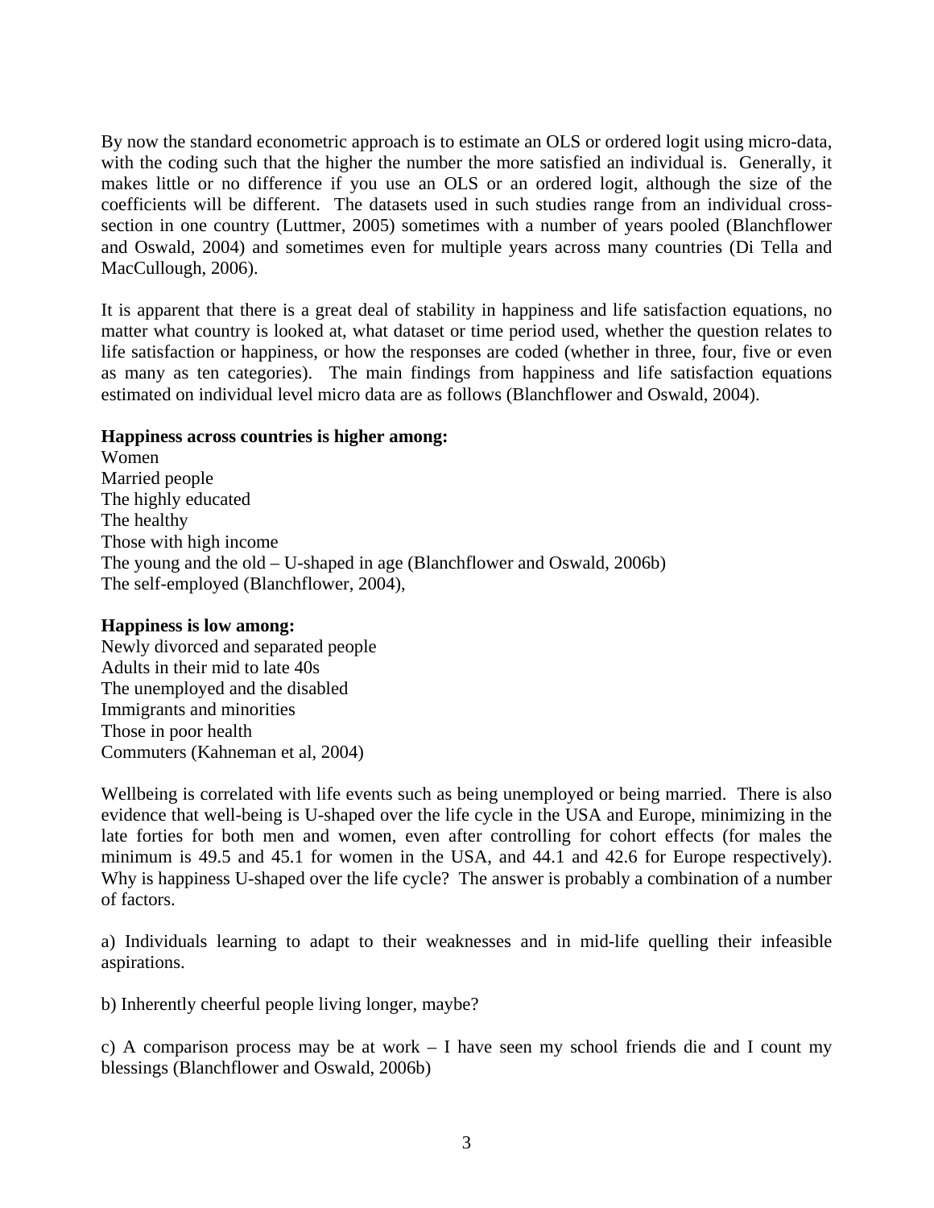By now the standard econometric approach is to estimate an OLS or ordered logit using micro-data, with the coding such that the higher the number the more satisfied an individual is. Generally, it makes little or no difference if you use an OLS or an ordered logit, although the size of the coefficients will be different. The datasets used in such studies range from an individual cross-section in one country (Luttmer, 2005) sometimes with a number of years pooled (Blanchflower and Oswald, 2004) and sometimes even for multiple years across many countries (Di Tella and MacCullough, 2006).

It is apparent that there is a great deal of stability in happiness and life satisfaction equations, no matter what country is looked at, what dataset or time period used, whether the question relates to life satisfaction or happiness, or how the responses are coded (whether in three, four, five or even as many as ten categories). The main findings from happiness and life satisfaction equations estimated on individual level micro data are as follows (Blanchflower and Oswald, 2004).

**Happiness across countries is higher among:**

Women  
Married people  
The highly educated  
The healthy  
Those with high income  
The young and the old – U-shaped in age (Blanchflower and Oswald, 2006b)  
The self-employed (Blanchflower, 2004),

**Happiness is low among:**

Newly divorced and separated people  
Adults in their mid to late 40s  
The unemployed and the disabled  
Immigrants and minorities  
Those in poor health  
Commuters (Kahneman et al, 2004)

Wellbeing is correlated with life events such as being unemployed or being married. There is also evidence that well-being is U-shaped over the life cycle in the USA and Europe, minimizing in the late forties for both men and women, even after controlling for cohort effects (for males the minimum is 49.5 and 45.1 for women in the USA, and 44.1 and 42.6 for Europe respectively). Why is happiness U-shaped over the life cycle? The answer is probably a combination of a number of factors.

a) Individuals learning to adapt to their weaknesses and in mid-life quelling their infeasible aspirations.

b) Inherently cheerful people living longer, maybe?

c) A comparison process may be at work – I have seen my school friends die and I count my blessings (Blanchflower and Oswald, 2006b)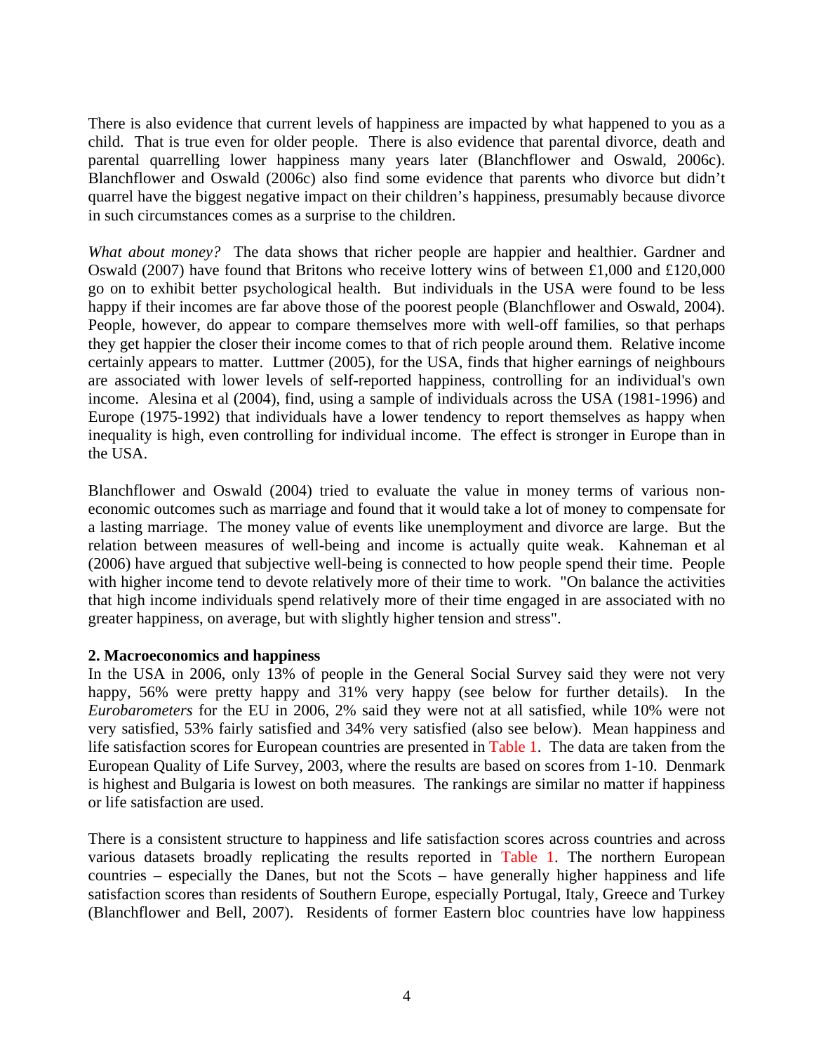There is also evidence that current levels of happiness are impacted by what happened to you as a child. That is true even for older people. There is also evidence that parental divorce, death and parental quarrelling lower happiness many years later (Blanchflower and Oswald, 2006c). Blanchflower and Oswald (2006c) also find some evidence that parents who divorce but didn't quarrel have the biggest negative impact on their children's happiness, presumably because divorce in such circumstances comes as a surprise to the children.

*What about money?* The data shows that richer people are happier and healthier. Gardner and Oswald (2007) have found that Britons who receive lottery wins of between £1,000 and £120,000 go on to exhibit better psychological health. But individuals in the USA were found to be less happy if their incomes are far above those of the poorest people (Blanchflower and Oswald, 2004). People, however, do appear to compare themselves more with well-off families, so that perhaps they get happier the closer their income comes to that of rich people around them. Relative income certainly appears to matter. Luttmer (2005), for the USA, finds that higher earnings of neighbours are associated with lower levels of self-reported happiness, controlling for an individual's own income. Alesina et al (2004), find, using a sample of individuals across the USA (1981-1996) and Europe (1975-1992) that individuals have a lower tendency to report themselves as happy when inequality is high, even controlling for individual income. The effect is stronger in Europe than in the USA.

Blanchflower and Oswald (2004) tried to evaluate the value in money terms of various non-economic outcomes such as marriage and found that it would take a lot of money to compensate for a lasting marriage. The money value of events like unemployment and divorce are large. But the relation between measures of well-being and income is actually quite weak. Kahneman et al (2006) have argued that subjective well-being is connected to how people spend their time. People with higher income tend to devote relatively more of their time to work. "On balance the activities that high income individuals spend relatively more of their time engaged in are associated with no greater happiness, on average, but with slightly higher tension and stress".

**2. Macroeconomics and happiness**

In the USA in 2006, only 13% of people in the General Social Survey said they were not very happy, 56% were pretty happy and 31% very happy (see below for further details). In the *Eurobarometers* for the EU in 2006, 2% said they were not at all satisfied, while 10% were not very satisfied, 53% fairly satisfied and 34% very satisfied (also see below). Mean happiness and life satisfaction scores for European countries are presented in Table 1. The data are taken from the European Quality of Life Survey, 2003, where the results are based on scores from 1-10. Denmark is highest and Bulgaria is lowest on both measures. The rankings are similar no matter if happiness or life satisfaction are used.

There is a consistent structure to happiness and life satisfaction scores across countries and across various datasets broadly replicating the results reported in Table 1. The northern European countries – especially the Danes, but not the Scots – have generally higher happiness and life satisfaction scores than residents of Southern Europe, especially Portugal, Italy, Greece and Turkey (Blanchflower and Bell, 2007). Residents of former Eastern bloc countries have low happiness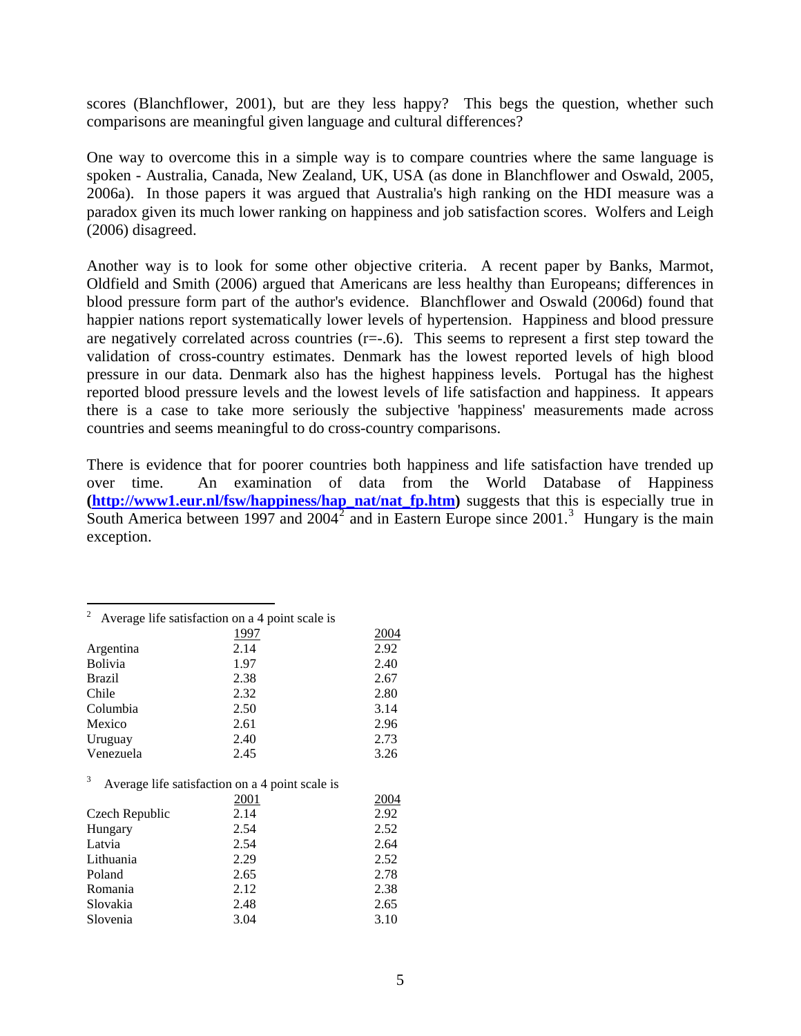scores (Blanchflower, 2001), but are they less happy? This begs the question, whether such comparisons are meaningful given language and cultural differences?

One way to overcome this in a simple way is to compare countries where the same language is spoken - Australia, Canada, New Zealand, UK, USA (as done in Blanchflower and Oswald, 2005, 2006a). In those papers it was argued that Australia's high ranking on the HDI measure was a paradox given its much lower ranking on happiness and job satisfaction scores. Wolfers and Leigh (2006) disagreed.

Another way is to look for some other objective criteria. A recent paper by Banks, Marmot, Oldfield and Smith (2006) argued that Americans are less healthy than Europeans; differences in blood pressure form part of the author's evidence. Blanchflower and Oswald (2006d) found that happier nations report systematically lower levels of hypertension. Happiness and blood pressure are negatively correlated across countries (r=-.6). This seems to represent a first step toward the validation of cross-country estimates. Denmark has the lowest reported levels of high blood pressure in our data. Denmark also has the highest happiness levels. Portugal has the highest reported blood pressure levels and the lowest levels of life satisfaction and happiness. It appears there is a case to take more seriously the subjective 'happiness' measurements made across countries and seems meaningful to do cross-country comparisons.

There is evidence that for poorer countries both happiness and life satisfaction have trended up over time. An examination of data from the World Database of Happiness (**http://www1.eur.nl/fsw/happiness/hap_nat/nat_fp.htm**) suggests that this is especially true in South America between 1997 and 2004[2] and in Eastern Europe since 2001.[3] Hungary is the main exception.

---

[2] Average life satisfaction on a 4 point scale is

| | 1997 | 2004 |
|---|---|---|
| Argentina | 2.14 | 2.92 |
| Bolivia | 1.97 | 2.40 |
| Brazil | 2.38 | 2.67 |
| Chile | 2.32 | 2.80 |
| Columbia | 2.50 | 3.14 |
| Mexico | 2.61 | 2.96 |
| Uruguay | 2.40 | 2.73 |
| Venezuela | 2.45 | 3.26 |

[3] Average life satisfaction on a 4 point scale is

| | 2001 | 2004 |
|---|---|---|
| Czech Republic | 2.14 | 2.92 |
| Hungary | 2.54 | 2.52 |
| Latvia | 2.54 | 2.64 |
| Lithuania | 2.29 | 2.52 |
| Poland | 2.65 | 2.78 |
| Romania | 2.12 | 2.38 |
| Slovakia | 2.48 | 2.65 |
| Slovenia | 3.04 | 3.10 |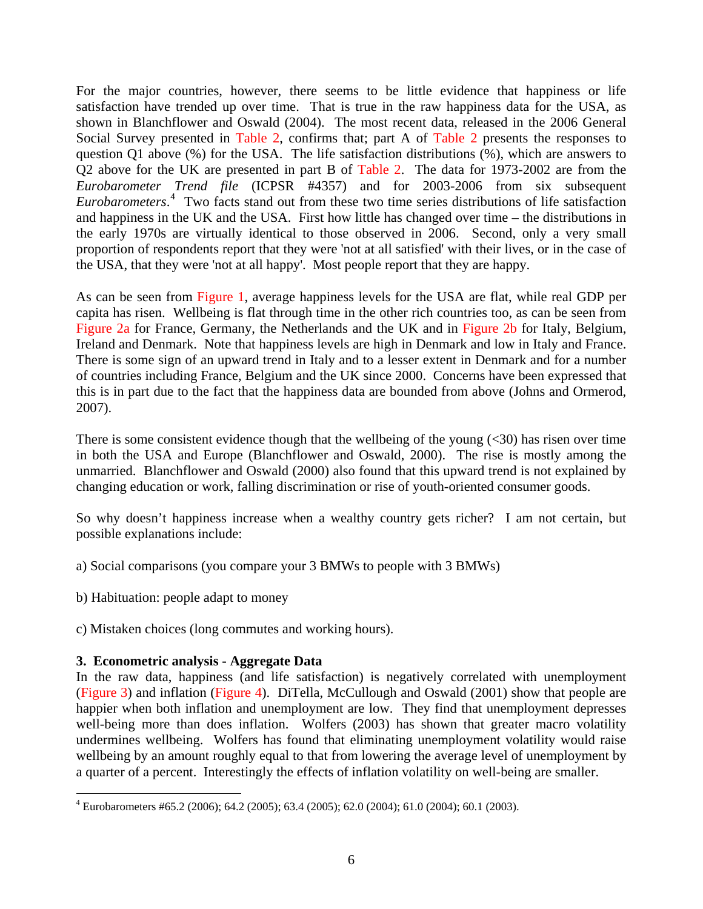For the major countries, however, there seems to be little evidence that happiness or life satisfaction have trended up over time. That is true in the raw happiness data for the USA, as shown in Blanchflower and Oswald (2004). The most recent data, released in the 2006 General Social Survey presented in Table 2, confirms that; part A of Table 2 presents the responses to question Q1 above (%) for the USA. The life satisfaction distributions (%), which are answers to Q2 above for the UK are presented in part B of Table 2. The data for 1973-2002 are from the *Eurobarometer Trend file* (ICPSR #4357) and for 2003-2006 from six subsequent *Eurobarometers*.[4] Two facts stand out from these two time series distributions of life satisfaction and happiness in the UK and the USA. First how little has changed over time – the distributions in the early 1970s are virtually identical to those observed in 2006. Second, only a very small proportion of respondents report that they were 'not at all satisfied' with their lives, or in the case of the USA, that they were 'not at all happy'. Most people report that they are happy.

As can be seen from Figure 1, average happiness levels for the USA are flat, while real GDP per capita has risen. Wellbeing is flat through time in the other rich countries too, as can be seen from Figure 2a for France, Germany, the Netherlands and the UK and in Figure 2b for Italy, Belgium, Ireland and Denmark. Note that happiness levels are high in Denmark and low in Italy and France. There is some sign of an upward trend in Italy and to a lesser extent in Denmark and for a number of countries including France, Belgium and the UK since 2000. Concerns have been expressed that this is in part due to the fact that the happiness data are bounded from above (Johns and Ormerod, 2007).

There is some consistent evidence though that the wellbeing of the young (<30) has risen over time in both the USA and Europe (Blanchflower and Oswald, 2000). The rise is mostly among the unmarried. Blanchflower and Oswald (2000) also found that this upward trend is not explained by changing education or work, falling discrimination or rise of youth-oriented consumer goods.

So why doesn't happiness increase when a wealthy country gets richer? I am not certain, but possible explanations include:

a) Social comparisons (you compare your 3 BMWs to people with 3 BMWs)

b) Habituation: people adapt to money

c) Mistaken choices (long commutes and working hours).

### 3. Econometric analysis - Aggregate Data

In the raw data, happiness (and life satisfaction) is negatively correlated with unemployment (Figure 3) and inflation (Figure 4). DiTella, McCullough and Oswald (2001) show that people are happier when both inflation and unemployment are low. They find that unemployment depresses well-being more than does inflation. Wolfers (2003) has shown that greater macro volatility undermines wellbeing. Wolfers has found that eliminating unemployment volatility would raise wellbeing by an amount roughly equal to that from lowering the average level of unemployment by a quarter of a percent. Interestingly the effects of inflation volatility on well-being are smaller.

[4] Eurobarometers #65.2 (2006); 64.2 (2005); 63.4 (2005); 62.0 (2004); 61.0 (2004); 60.1 (2003).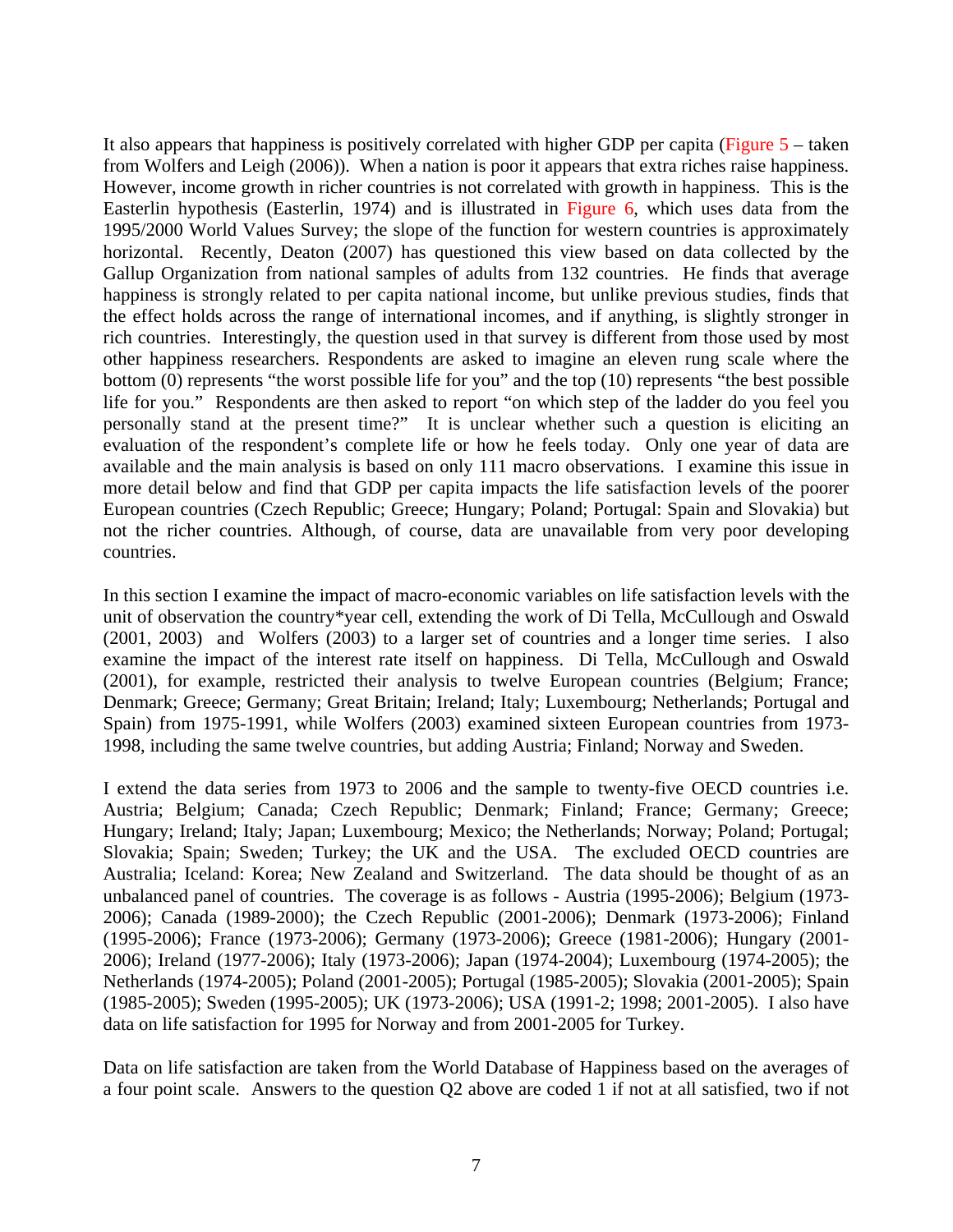It also appears that happiness is positively correlated with higher GDP per capita (Figure 5 – taken from Wolfers and Leigh (2006)). When a nation is poor it appears that extra riches raise happiness. However, income growth in richer countries is not correlated with growth in happiness. This is the Easterlin hypothesis (Easterlin, 1974) and is illustrated in Figure 6, which uses data from the 1995/2000 World Values Survey; the slope of the function for western countries is approximately horizontal. Recently, Deaton (2007) has questioned this view based on data collected by the Gallup Organization from national samples of adults from 132 countries. He finds that average happiness is strongly related to per capita national income, but unlike previous studies, finds that the effect holds across the range of international incomes, and if anything, is slightly stronger in rich countries. Interestingly, the question used in that survey is different from those used by most other happiness researchers. Respondents are asked to imagine an eleven rung scale where the bottom (0) represents "the worst possible life for you" and the top (10) represents "the best possible life for you." Respondents are then asked to report "on which step of the ladder do you feel you personally stand at the present time?" It is unclear whether such a question is eliciting an evaluation of the respondent's complete life or how he feels today. Only one year of data are available and the main analysis is based on only 111 macro observations. I examine this issue in more detail below and find that GDP per capita impacts the life satisfaction levels of the poorer European countries (Czech Republic; Greece; Hungary; Poland; Portugal: Spain and Slovakia) but not the richer countries. Although, of course, data are unavailable from very poor developing countries.

In this section I examine the impact of macro-economic variables on life satisfaction levels with the unit of observation the country*year cell, extending the work of Di Tella, McCullough and Oswald (2001, 2003) and Wolfers (2003) to a larger set of countries and a longer time series. I also examine the impact of the interest rate itself on happiness. Di Tella, McCullough and Oswald (2001), for example, restricted their analysis to twelve European countries (Belgium; France; Denmark; Greece; Germany; Great Britain; Ireland; Italy; Luxembourg; Netherlands; Portugal and Spain) from 1975-1991, while Wolfers (2003) examined sixteen European countries from 1973-1998, including the same twelve countries, but adding Austria; Finland; Norway and Sweden.

I extend the data series from 1973 to 2006 and the sample to twenty-five OECD countries i.e. Austria; Belgium; Canada; Czech Republic; Denmark; Finland; France; Germany; Greece; Hungary; Ireland; Italy; Japan; Luxembourg; Mexico; the Netherlands; Norway; Poland; Portugal; Slovakia; Spain; Sweden; Turkey; the UK and the USA. The excluded OECD countries are Australia; Iceland: Korea; New Zealand and Switzerland. The data should be thought of as an unbalanced panel of countries. The coverage is as follows - Austria (1995-2006); Belgium (1973-2006); Canada (1989-2000); the Czech Republic (2001-2006); Denmark (1973-2006); Finland (1995-2006); France (1973-2006); Germany (1973-2006); Greece (1981-2006); Hungary (2001-2006); Ireland (1977-2006); Italy (1973-2006); Japan (1974-2004); Luxembourg (1974-2005); the Netherlands (1974-2005); Poland (2001-2005); Portugal (1985-2005); Slovakia (2001-2005); Spain (1985-2005); Sweden (1995-2005); UK (1973-2006); USA (1991-2; 1998; 2001-2005). I also have data on life satisfaction for 1995 for Norway and from 2001-2005 for Turkey.

Data on life satisfaction are taken from the World Database of Happiness based on the averages of a four point scale. Answers to the question Q2 above are coded 1 if not at all satisfied, two if not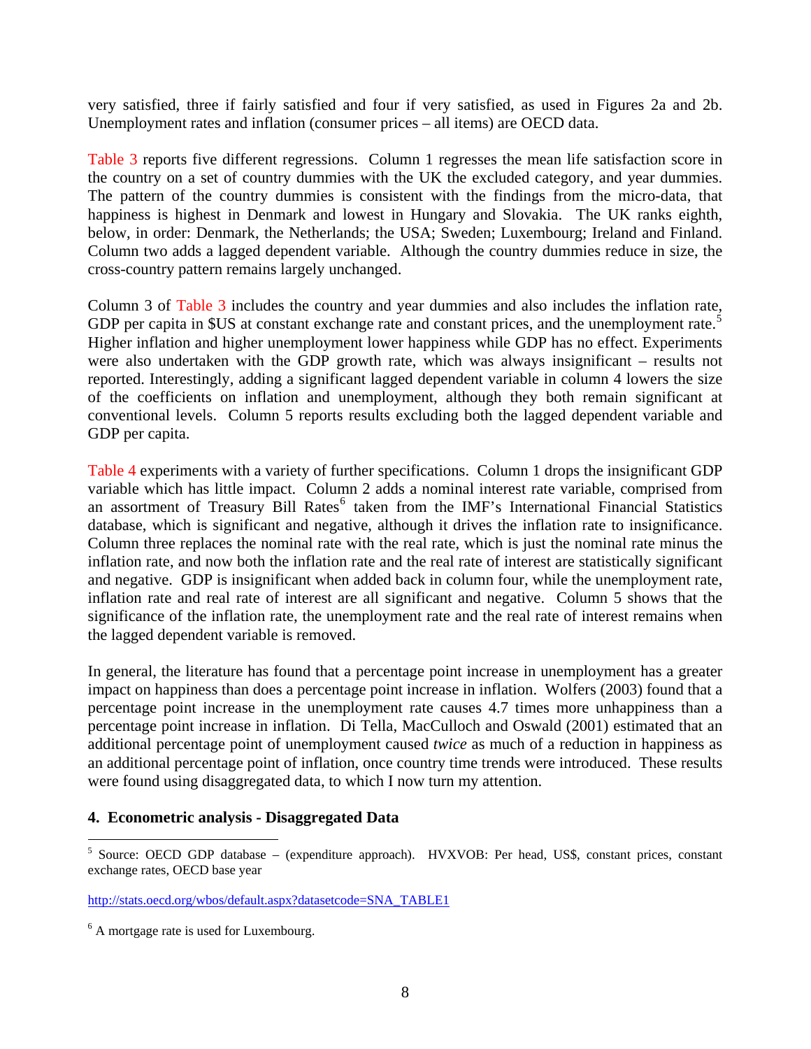very satisfied, three if fairly satisfied and four if very satisfied, as used in Figures 2a and 2b. Unemployment rates and inflation (consumer prices – all items) are OECD data.

Table 3 reports five different regressions. Column 1 regresses the mean life satisfaction score in the country on a set of country dummies with the UK the excluded category, and year dummies. The pattern of the country dummies is consistent with the findings from the micro-data, that happiness is highest in Denmark and lowest in Hungary and Slovakia. The UK ranks eighth, below, in order: Denmark, the Netherlands; the USA; Sweden; Luxembourg; Ireland and Finland. Column two adds a lagged dependent variable. Although the country dummies reduce in size, the cross-country pattern remains largely unchanged.

Column 3 of Table 3 includes the country and year dummies and also includes the inflation rate, GDP per capita in $US at constant exchange rate and constant prices, and the unemployment rate.[5] Higher inflation and higher unemployment lower happiness while GDP has no effect. Experiments were also undertaken with the GDP growth rate, which was always insignificant – results not reported. Interestingly, adding a significant lagged dependent variable in column 4 lowers the size of the coefficients on inflation and unemployment, although they both remain significant at conventional levels. Column 5 reports results excluding both the lagged dependent variable and GDP per capita.

Table 4 experiments with a variety of further specifications. Column 1 drops the insignificant GDP variable which has little impact. Column 2 adds a nominal interest rate variable, comprised from an assortment of Treasury Bill Rates[6] taken from the IMF's International Financial Statistics database, which is significant and negative, although it drives the inflation rate to insignificance. Column three replaces the nominal rate with the real rate, which is just the nominal rate minus the inflation rate, and now both the inflation rate and the real rate of interest are statistically significant and negative. GDP is insignificant when added back in column four, while the unemployment rate, inflation rate and real rate of interest are all significant and negative. Column 5 shows that the significance of the inflation rate, the unemployment rate and the real rate of interest remains when the lagged dependent variable is removed.

In general, the literature has found that a percentage point increase in unemployment has a greater impact on happiness than does a percentage point increase in inflation. Wolfers (2003) found that a percentage point increase in the unemployment rate causes 4.7 times more unhappiness than a percentage point increase in inflation. Di Tella, MacCulloch and Oswald (2001) estimated that an additional percentage point of unemployment caused *twice* as much of a reduction in happiness as an additional percentage point of inflation, once country time trends were introduced. These results were found using disaggregated data, to which I now turn my attention.

## 4. Econometric analysis - Disaggregated Data

[5] Source: OECD GDP database – (expenditure approach). HVXVOB: Per head, US$, constant prices, constant exchange rates, OECD base year

http://stats.oecd.org/wbos/default.aspx?datasetcode=SNA_TABLE1

[6] A mortgage rate is used for Luxembourg.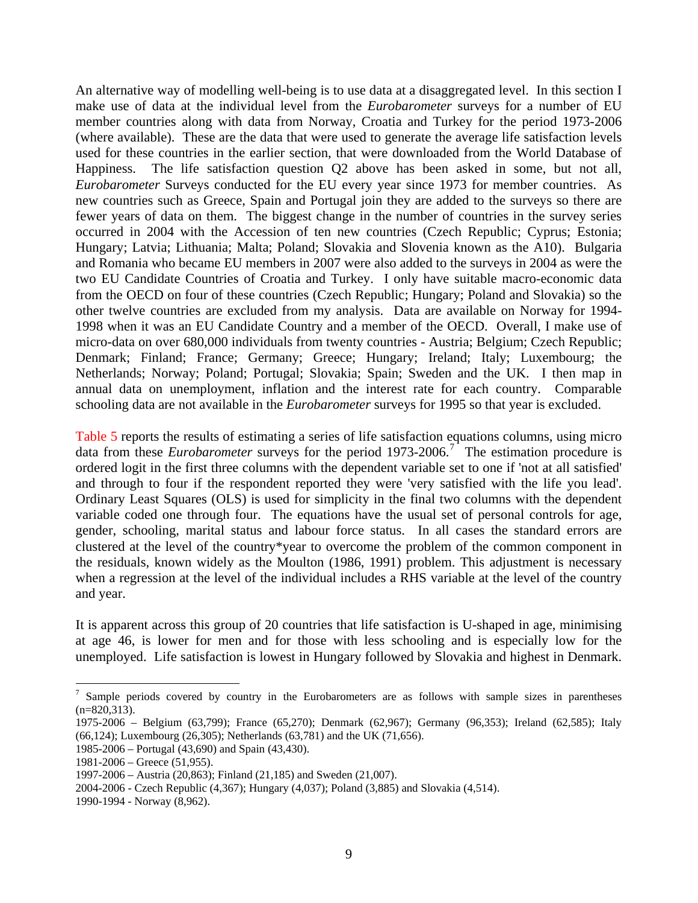An alternative way of modelling well-being is to use data at a disaggregated level. In this section I make use of data at the individual level from the *Eurobarometer* surveys for a number of EU member countries along with data from Norway, Croatia and Turkey for the period 1973-2006 (where available). These are the data that were used to generate the average life satisfaction levels used for these countries in the earlier section, that were downloaded from the World Database of Happiness. The life satisfaction question Q2 above has been asked in some, but not all, *Eurobarometer* Surveys conducted for the EU every year since 1973 for member countries. As new countries such as Greece, Spain and Portugal join they are added to the surveys so there are fewer years of data on them. The biggest change in the number of countries in the survey series occurred in 2004 with the Accession of ten new countries (Czech Republic; Cyprus; Estonia; Hungary; Latvia; Lithuania; Malta; Poland; Slovakia and Slovenia known as the A10). Bulgaria and Romania who became EU members in 2007 were also added to the surveys in 2004 as were the two EU Candidate Countries of Croatia and Turkey. I only have suitable macro-economic data from the OECD on four of these countries (Czech Republic; Hungary; Poland and Slovakia) so the other twelve countries are excluded from my analysis. Data are available on Norway for 1994-1998 when it was an EU Candidate Country and a member of the OECD. Overall, I make use of micro-data on over 680,000 individuals from twenty countries - Austria; Belgium; Czech Republic; Denmark; Finland; France; Germany; Greece; Hungary; Ireland; Italy; Luxembourg; the Netherlands; Norway; Poland; Portugal; Slovakia; Spain; Sweden and the UK. I then map in annual data on unemployment, inflation and the interest rate for each country. Comparable schooling data are not available in the *Eurobarometer* surveys for 1995 so that year is excluded.

Table 5 reports the results of estimating a series of life satisfaction equations columns, using micro data from these *Eurobarometer* surveys for the period 1973-2006.[7] The estimation procedure is ordered logit in the first three columns with the dependent variable set to one if 'not at all satisfied' and through to four if the respondent reported they were 'very satisfied with the life you lead'. Ordinary Least Squares (OLS) is used for simplicity in the final two columns with the dependent variable coded one through four. The equations have the usual set of personal controls for age, gender, schooling, marital status and labour force status. In all cases the standard errors are clustered at the level of the country*year to overcome the problem of the common component in the residuals, known widely as the Moulton (1986, 1991) problem. This adjustment is necessary when a regression at the level of the individual includes a RHS variable at the level of the country and year.

It is apparent across this group of 20 countries that life satisfaction is U-shaped in age, minimising at age 46, is lower for men and for those with less schooling and is especially low for the unemployed. Life satisfaction is lowest in Hungary followed by Slovakia and highest in Denmark.

---

[7] Sample periods covered by country in the Eurobarometers are as follows with sample sizes in parentheses (n=820,313).

1975-2006 – Belgium (63,799); France (65,270); Denmark (62,967); Germany (96,353); Ireland (62,585); Italy (66,124); Luxembourg (26,305); Netherlands (63,781) and the UK (71,656).

1985-2006 – Portugal (43,690) and Spain (43,430).

1981-2006 – Greece (51,955).

1997-2006 – Austria (20,863); Finland (21,185) and Sweden (21,007).

2004-2006 - Czech Republic (4,367); Hungary (4,037); Poland (3,885) and Slovakia (4,514).

1990-1994 - Norway (8,962).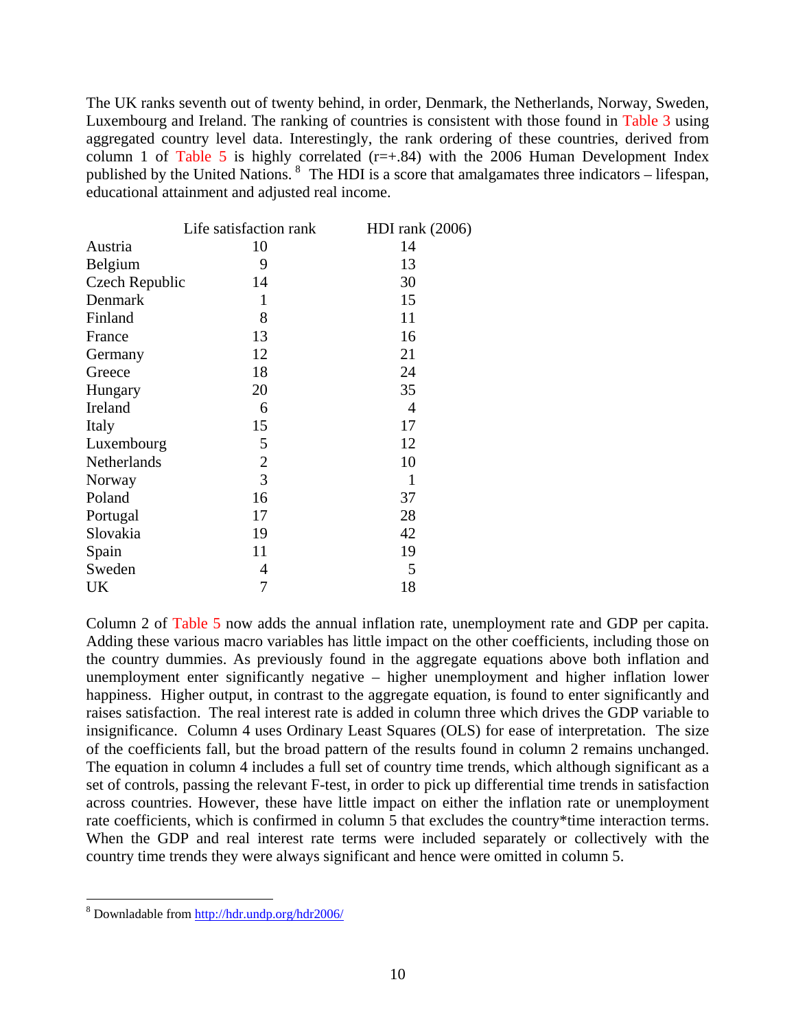The UK ranks seventh out of twenty behind, in order, Denmark, the Netherlands, Norway, Sweden, Luxembourg and Ireland. The ranking of countries is consistent with those found in Table 3 using aggregated country level data. Interestingly, the rank ordering of these countries, derived from column 1 of Table 5 is highly correlated (r=+.84) with the 2006 Human Development Index published by the United Nations.[8] The HDI is a score that amalgamates three indicators – lifespan, educational attainment and adjusted real income.

| | Life satisfaction rank | HDI rank (2006) |
|---|---|---|
| Austria | 10 | 14 |
| Belgium | 9 | 13 |
| Czech Republic | 14 | 30 |
| Denmark | 1 | 15 |
| Finland | 8 | 11 |
| France | 13 | 16 |
| Germany | 12 | 21 |
| Greece | 18 | 24 |
| Hungary | 20 | 35 |
| Ireland | 6 | 4 |
| Italy | 15 | 17 |
| Luxembourg | 5 | 12 |
| Netherlands | 2 | 10 |
| Norway | 3 | 1 |
| Poland | 16 | 37 |
| Portugal | 17 | 28 |
| Slovakia | 19 | 42 |
| Spain | 11 | 19 |
| Sweden | 4 | 5 |
| UK | 7 | 18 |

Column 2 of Table 5 now adds the annual inflation rate, unemployment rate and GDP per capita. Adding these various macro variables has little impact on the other coefficients, including those on the country dummies. As previously found in the aggregate equations above both inflation and unemployment enter significantly negative – higher unemployment and higher inflation lower happiness. Higher output, in contrast to the aggregate equation, is found to enter significantly and raises satisfaction. The real interest rate is added in column three which drives the GDP variable to insignificance. Column 4 uses Ordinary Least Squares (OLS) for ease of interpretation. The size of the coefficients fall, but the broad pattern of the results found in column 2 remains unchanged. The equation in column 4 includes a full set of country time trends, which although significant as a set of controls, passing the relevant F-test, in order to pick up differential time trends in satisfaction across countries. However, these have little impact on either the inflation rate or unemployment rate coefficients, which is confirmed in column 5 that excludes the country*time interaction terms. When the GDP and real interest rate terms were included separately or collectively with the country time trends they were always significant and hence were omitted in column 5.

[8] Downladable from http://hdr.undp.org/hdr2006/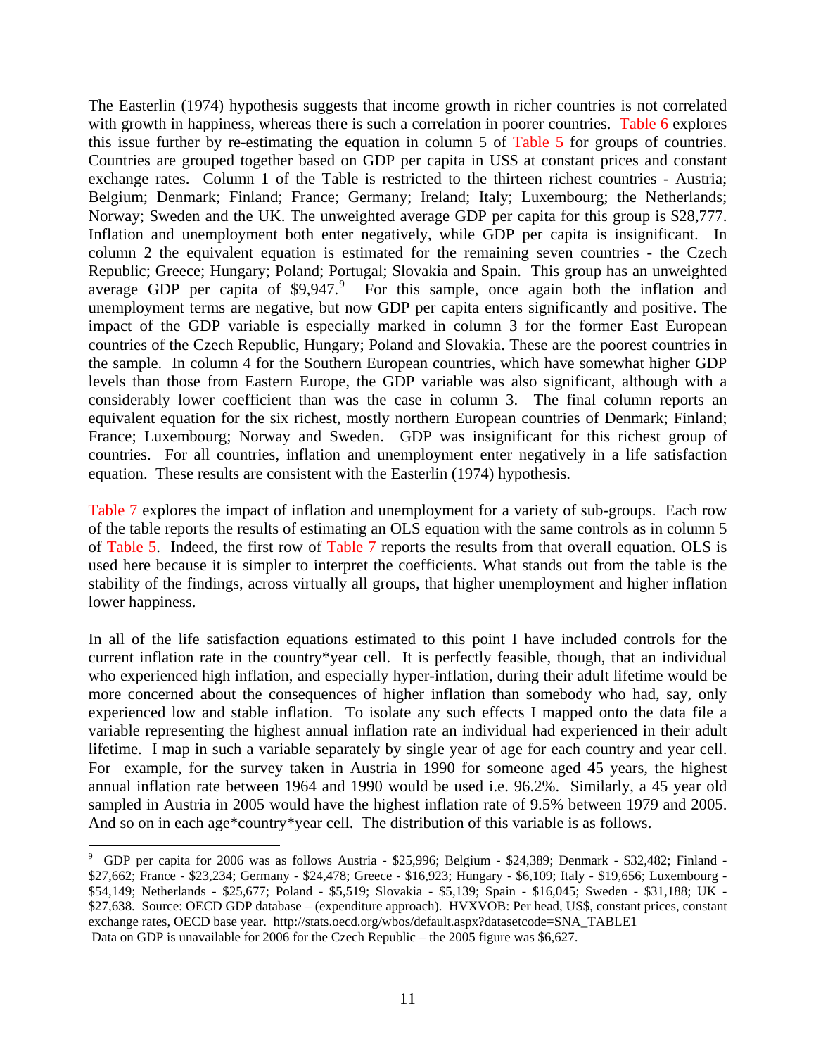The Easterlin (1974) hypothesis suggests that income growth in richer countries is not correlated with growth in happiness, whereas there is such a correlation in poorer countries. Table 6 explores this issue further by re-estimating the equation in column 5 of Table 5 for groups of countries. Countries are grouped together based on GDP per capita in US$ at constant prices and constant exchange rates. Column 1 of the Table is restricted to the thirteen richest countries - Austria; Belgium; Denmark; Finland; France; Germany; Ireland; Italy; Luxembourg; the Netherlands; Norway; Sweden and the UK. The unweighted average GDP per capita for this group is $28,777. Inflation and unemployment both enter negatively, while GDP per capita is insignificant. In column 2 the equivalent equation is estimated for the remaining seven countries - the Czech Republic; Greece; Hungary; Poland; Portugal; Slovakia and Spain. This group has an unweighted average GDP per capita of $9,947.[9] For this sample, once again both the inflation and unemployment terms are negative, but now GDP per capita enters significantly and positive. The impact of the GDP variable is especially marked in column 3 for the former East European countries of the Czech Republic, Hungary; Poland and Slovakia. These are the poorest countries in the sample. In column 4 for the Southern European countries, which have somewhat higher GDP levels than those from Eastern Europe, the GDP variable was also significant, although with a considerably lower coefficient than was the case in column 3. The final column reports an equivalent equation for the six richest, mostly northern European countries of Denmark; Finland; France; Luxembourg; Norway and Sweden. GDP was insignificant for this richest group of countries. For all countries, inflation and unemployment enter negatively in a life satisfaction equation. These results are consistent with the Easterlin (1974) hypothesis.

Table 7 explores the impact of inflation and unemployment for a variety of sub-groups. Each row of the table reports the results of estimating an OLS equation with the same controls as in column 5 of Table 5. Indeed, the first row of Table 7 reports the results from that overall equation. OLS is used here because it is simpler to interpret the coefficients. What stands out from the table is the stability of the findings, across virtually all groups, that higher unemployment and higher inflation lower happiness.

In all of the life satisfaction equations estimated to this point I have included controls for the current inflation rate in the country*year cell. It is perfectly feasible, though, that an individual who experienced high inflation, and especially hyper-inflation, during their adult lifetime would be more concerned about the consequences of higher inflation than somebody who had, say, only experienced low and stable inflation. To isolate any such effects I mapped onto the data file a variable representing the highest annual inflation rate an individual had experienced in their adult lifetime. I map in such a variable separately by single year of age for each country and year cell. For example, for the survey taken in Austria in 1990 for someone aged 45 years, the highest annual inflation rate between 1964 and 1990 would be used i.e. 96.2%. Similarly, a 45 year old sampled in Austria in 2005 would have the highest inflation rate of 9.5% between 1979 and 2005. And so on in each age*country*year cell. The distribution of this variable is as follows.

[9] GDP per capita for 2006 was as follows Austria - $25,996; Belgium - $24,389; Denmark - $32,482; Finland - $27,662; France - $23,234; Germany - $24,478; Greece - $16,923; Hungary - $6,109; Italy - $19,656; Luxembourg - $54,149; Netherlands - $25,677; Poland - $5,519; Slovakia - $5,139; Spain - $16,045; Sweden - $31,188; UK - $27,638. Source: OECD GDP database – (expenditure approach). HVXVOB: Per head, US$, constant prices, constant exchange rates, OECD base year. http://stats.oecd.org/wbos/default.aspx?datasetcode=SNA_TABLE1
Data on GDP is unavailable for 2006 for the Czech Republic – the 2005 figure was $6,627.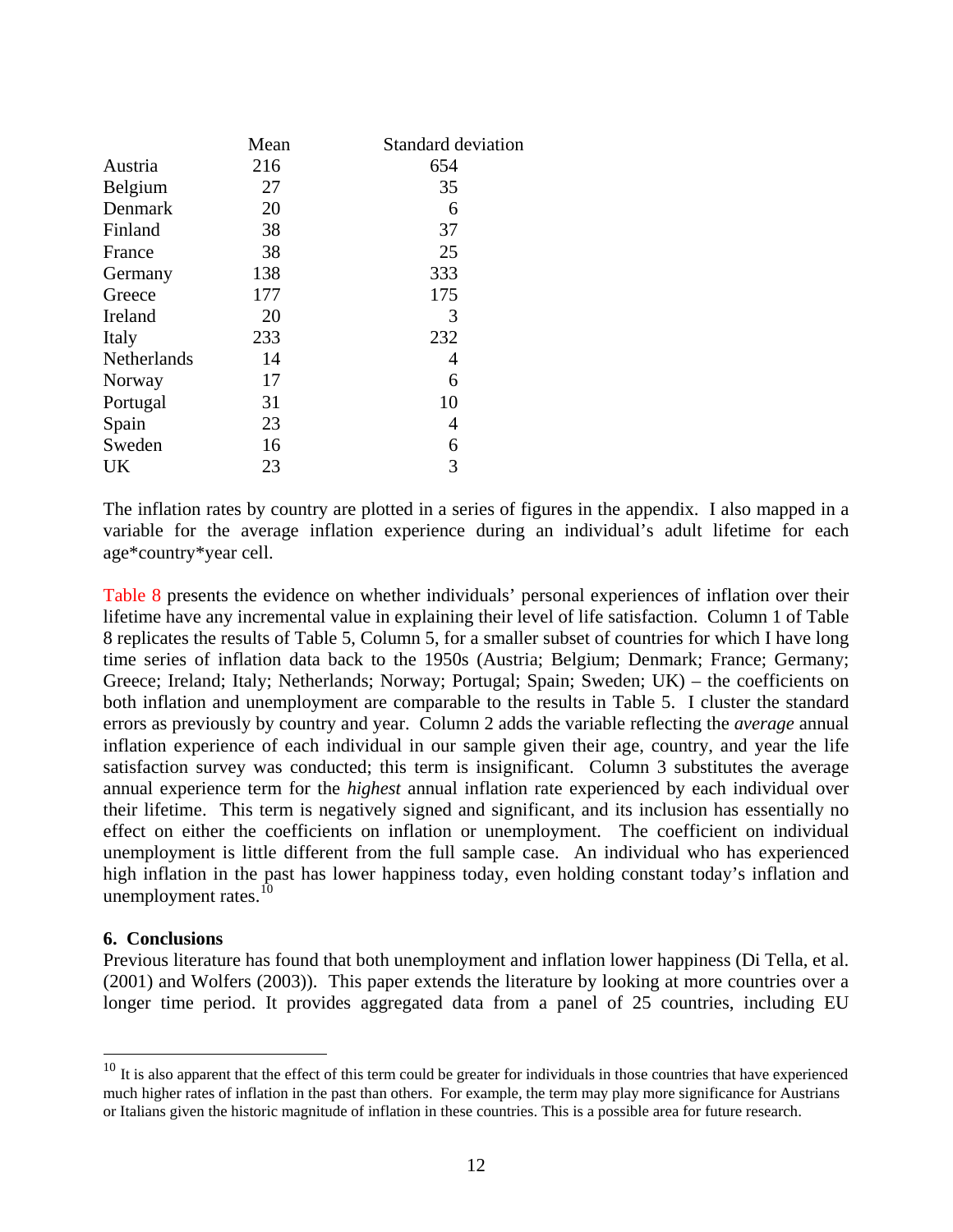|  | Mean | Standard deviation |
|---|---|---|
| Austria | 216 | 654 |
| Belgium | 27 | 35 |
| Denmark | 20 | 6 |
| Finland | 38 | 37 |
| France | 38 | 25 |
| Germany | 138 | 333 |
| Greece | 177 | 175 |
| Ireland | 20 | 3 |
| Italy | 233 | 232 |
| Netherlands | 14 | 4 |
| Norway | 17 | 6 |
| Portugal | 31 | 10 |
| Spain | 23 | 4 |
| Sweden | 16 | 6 |
| UK | 23 | 3 |

The inflation rates by country are plotted in a series of figures in the appendix. I also mapped in a variable for the average inflation experience during an individual's adult lifetime for each age*country*year cell.

Table 8 presents the evidence on whether individuals' personal experiences of inflation over their lifetime have any incremental value in explaining their level of life satisfaction. Column 1 of Table 8 replicates the results of Table 5, Column 5, for a smaller subset of countries for which I have long time series of inflation data back to the 1950s (Austria; Belgium; Denmark; France; Germany; Greece; Ireland; Italy; Netherlands; Norway; Portugal; Spain; Sweden; UK) – the coefficients on both inflation and unemployment are comparable to the results in Table 5. I cluster the standard errors as previously by country and year. Column 2 adds the variable reflecting the *average* annual inflation experience of each individual in our sample given their age, country, and year the life satisfaction survey was conducted; this term is insignificant. Column 3 substitutes the average annual experience term for the *highest* annual inflation rate experienced by each individual over their lifetime. This term is negatively signed and significant, and its inclusion has essentially no effect on either the coefficients on inflation or unemployment. The coefficient on individual unemployment is little different from the full sample case. An individual who has experienced high inflation in the past has lower happiness today, even holding constant today's inflation and unemployment rates.[10]

## 6. Conclusions

Previous literature has found that both unemployment and inflation lower happiness (Di Tella, et al. (2001) and Wolfers (2003)). This paper extends the literature by looking at more countries over a longer time period. It provides aggregated data from a panel of 25 countries, including EU

[10] It is also apparent that the effect of this term could be greater for individuals in those countries that have experienced much higher rates of inflation in the past than others. For example, the term may play more significance for Austrians or Italians given the historic magnitude of inflation in these countries. This is a possible area for future research.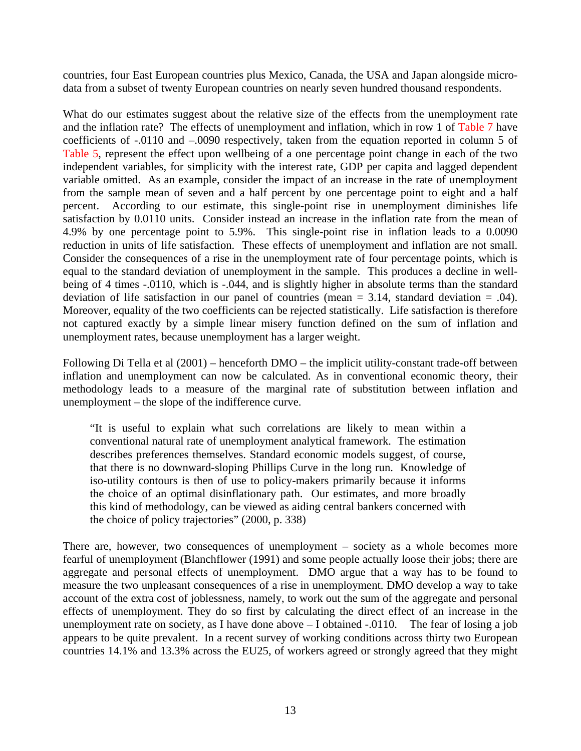countries, four East European countries plus Mexico, Canada, the USA and Japan alongside micro-data from a subset of twenty European countries on nearly seven hundred thousand respondents.

What do our estimates suggest about the relative size of the effects from the unemployment rate and the inflation rate? The effects of unemployment and inflation, which in row 1 of Table 7 have coefficients of -.0110 and –.0090 respectively, taken from the equation reported in column 5 of Table 5, represent the effect upon wellbeing of a one percentage point change in each of the two independent variables, for simplicity with the interest rate, GDP per capita and lagged dependent variable omitted. As an example, consider the impact of an increase in the rate of unemployment from the sample mean of seven and a half percent by one percentage point to eight and a half percent. According to our estimate, this single-point rise in unemployment diminishes life satisfaction by 0.0110 units. Consider instead an increase in the inflation rate from the mean of 4.9% by one percentage point to 5.9%. This single-point rise in inflation leads to a 0.0090 reduction in units of life satisfaction. These effects of unemployment and inflation are not small. Consider the consequences of a rise in the unemployment rate of four percentage points, which is equal to the standard deviation of unemployment in the sample. This produces a decline in well-being of 4 times -.0110, which is -.044, and is slightly higher in absolute terms than the standard deviation of life satisfaction in our panel of countries (mean = 3.14, standard deviation = .04). Moreover, equality of the two coefficients can be rejected statistically. Life satisfaction is therefore not captured exactly by a simple linear misery function defined on the sum of inflation and unemployment rates, because unemployment has a larger weight.

Following Di Tella et al (2001) – henceforth DMO – the implicit utility-constant trade-off between inflation and unemployment can now be calculated. As in conventional economic theory, their methodology leads to a measure of the marginal rate of substitution between inflation and unemployment – the slope of the indifference curve.

> "It is useful to explain what such correlations are likely to mean within a conventional natural rate of unemployment analytical framework. The estimation describes preferences themselves. Standard economic models suggest, of course, that there is no downward-sloping Phillips Curve in the long run. Knowledge of iso-utility contours is then of use to policy-makers primarily because it informs the choice of an optimal disinflationary path. Our estimates, and more broadly this kind of methodology, can be viewed as aiding central bankers concerned with the choice of policy trajectories" (2000, p. 338)

There are, however, two consequences of unemployment – society as a whole becomes more fearful of unemployment (Blanchflower (1991) and some people actually loose their jobs; there are aggregate and personal effects of unemployment. DMO argue that a way has to be found to measure the two unpleasant consequences of a rise in unemployment. DMO develop a way to take account of the extra cost of joblessness, namely, to work out the sum of the aggregate and personal effects of unemployment. They do so first by calculating the direct effect of an increase in the unemployment rate on society, as I have done above – I obtained -.0110. The fear of losing a job appears to be quite prevalent. In a recent survey of working conditions across thirty two European countries 14.1% and 13.3% across the EU25, of workers agreed or strongly agreed that they might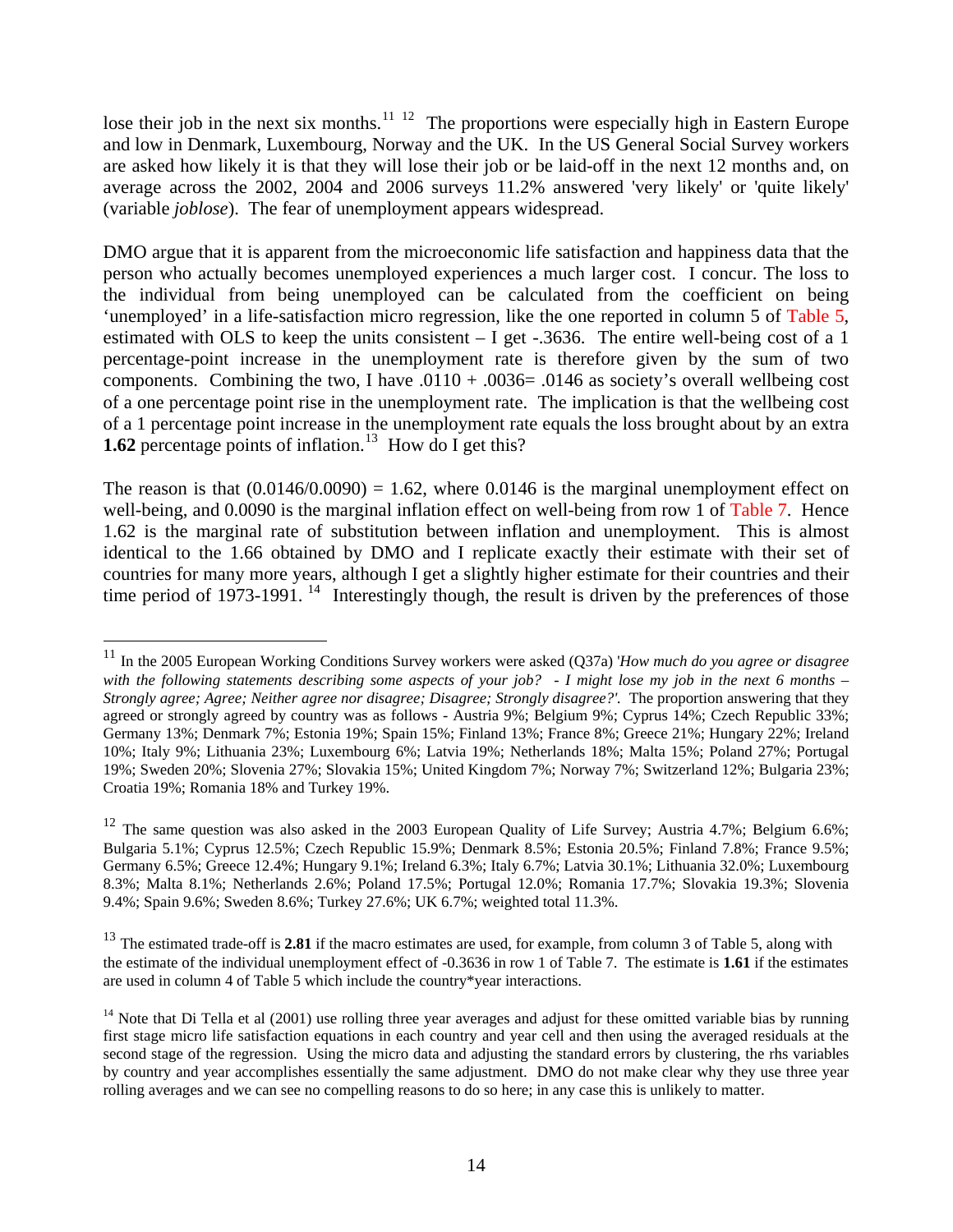lose their job in the next six months.[11] [12] The proportions were especially high in Eastern Europe and low in Denmark, Luxembourg, Norway and the UK. In the US General Social Survey workers are asked how likely it is that they will lose their job or be laid-off in the next 12 months and, on average across the 2002, 2004 and 2006 surveys 11.2% answered 'very likely' or 'quite likely' (variable *joblose*). The fear of unemployment appears widespread.

DMO argue that it is apparent from the microeconomic life satisfaction and happiness data that the person who actually becomes unemployed experiences a much larger cost. I concur. The loss to the individual from being unemployed can be calculated from the coefficient on being 'unemployed' in a life-satisfaction micro regression, like the one reported in column 5 of Table 5, estimated with OLS to keep the units consistent – I get -.3636. The entire well-being cost of a 1 percentage-point increase in the unemployment rate is therefore given by the sum of two components. Combining the two, I have .0110 + .0036= .0146 as society's overall wellbeing cost of a one percentage point rise in the unemployment rate. The implication is that the wellbeing cost of a 1 percentage point increase in the unemployment rate equals the loss brought about by an extra **1.62** percentage points of inflation.[13] How do I get this?

The reason is that (0.0146/0.0090) = 1.62, where 0.0146 is the marginal unemployment effect on well-being, and 0.0090 is the marginal inflation effect on well-being from row 1 of Table 7. Hence 1.62 is the marginal rate of substitution between inflation and unemployment. This is almost identical to the 1.66 obtained by DMO and I replicate exactly their estimate with their set of countries for many more years, although I get a slightly higher estimate for their countries and their time period of 1973-1991.[14] Interestingly though, the result is driven by the preferences of those

---

[11] In the 2005 European Working Conditions Survey workers were asked (Q37a) '*How much do you agree or disagree with the following statements describing some aspects of your job? - I might lose my job in the next 6 months – Strongly agree; Agree; Neither agree nor disagree; Disagree; Strongly disagree?'*. The proportion answering that they agreed or strongly agreed by country was as follows - Austria 9%; Belgium 9%; Cyprus 14%; Czech Republic 33%; Germany 13%; Denmark 7%; Estonia 19%; Spain 15%; Finland 13%; France 8%; Greece 21%; Hungary 22%; Ireland 10%; Italy 9%; Lithuania 23%; Luxembourg 6%; Latvia 19%; Netherlands 18%; Malta 15%; Poland 27%; Portugal 19%; Sweden 20%; Slovenia 27%; Slovakia 15%; United Kingdom 7%; Norway 7%; Switzerland 12%; Bulgaria 23%; Croatia 19%; Romania 18% and Turkey 19%.

[12] The same question was also asked in the 2003 European Quality of Life Survey; Austria 4.7%; Belgium 6.6%; Bulgaria 5.1%; Cyprus 12.5%; Czech Republic 15.9%; Denmark 8.5%; Estonia 20.5%; Finland 7.8%; France 9.5%; Germany 6.5%; Greece 12.4%; Hungary 9.1%; Ireland 6.3%; Italy 6.7%; Latvia 30.1%; Lithuania 32.0%; Luxembourg 8.3%; Malta 8.1%; Netherlands 2.6%; Poland 17.5%; Portugal 12.0%; Romania 17.7%; Slovakia 19.3%; Slovenia 9.4%; Spain 9.6%; Sweden 8.6%; Turkey 27.6%; UK 6.7%; weighted total 11.3%.

[13] The estimated trade-off is **2.81** if the macro estimates are used, for example, from column 3 of Table 5, along with the estimate of the individual unemployment effect of -0.3636 in row 1 of Table 7. The estimate is **1.61** if the estimates are used in column 4 of Table 5 which include the country*year interactions.

[14] Note that Di Tella et al (2001) use rolling three year averages and adjust for these omitted variable bias by running first stage micro life satisfaction equations in each country and year cell and then using the averaged residuals at the second stage of the regression. Using the micro data and adjusting the standard errors by clustering, the rhs variables by country and year accomplishes essentially the same adjustment. DMO do not make clear why they use three year rolling averages and we can see no compelling reasons to do so here; in any case this is unlikely to matter.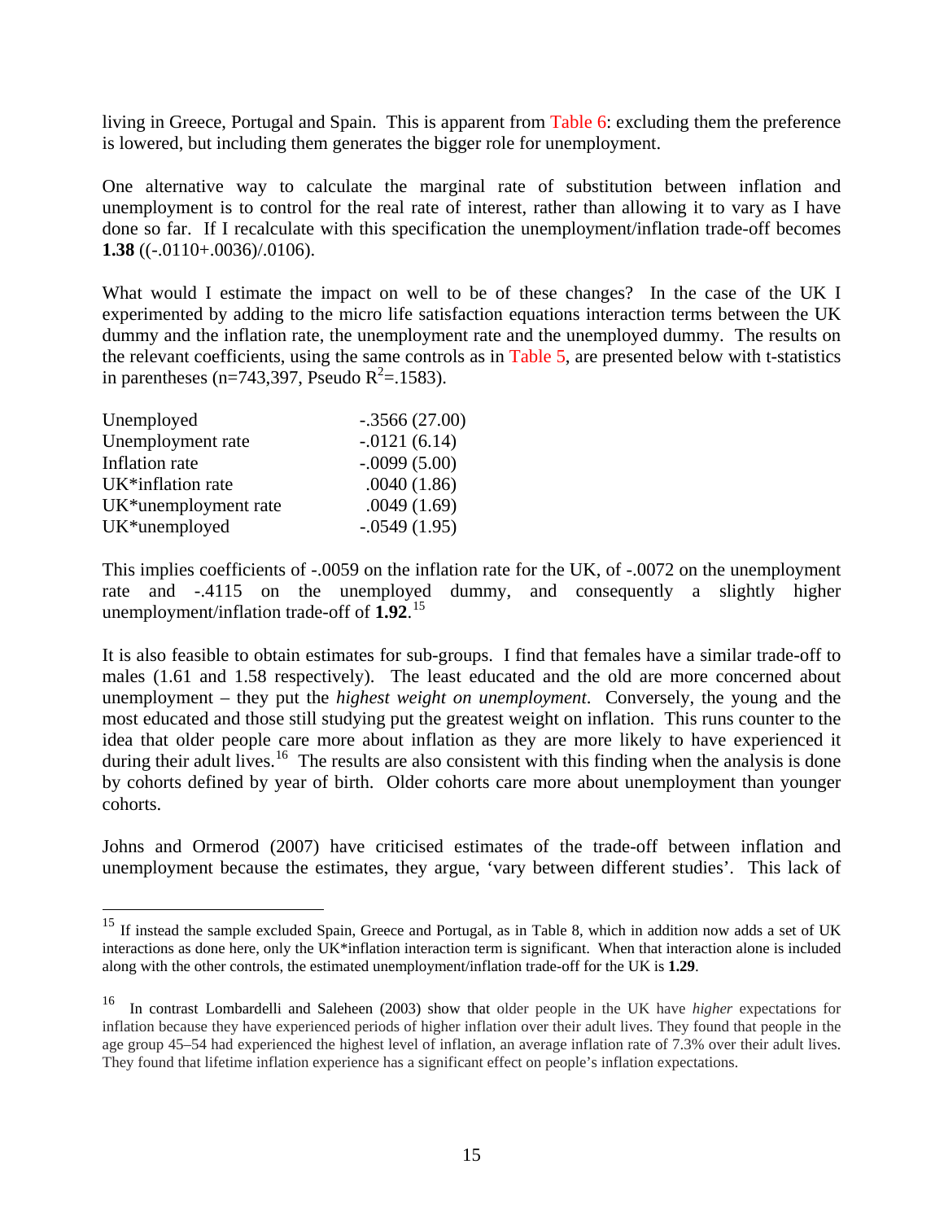living in Greece, Portugal and Spain. This is apparent from Table 6: excluding them the preference is lowered, but including them generates the bigger role for unemployment.

One alternative way to calculate the marginal rate of substitution between inflation and unemployment is to control for the real rate of interest, rather than allowing it to vary as I have done so far. If I recalculate with this specification the unemployment/inflation trade-off becomes **1.38** ((-.0110+.0036)/.0106).

What would I estimate the impact on well to be of these changes? In the case of the UK I experimented by adding to the micro life satisfaction equations interaction terms between the UK dummy and the inflation rate, the unemployment rate and the unemployed dummy. The results on the relevant coefficients, using the same controls as in Table 5, are presented below with t-statistics in parentheses (n=743,397, Pseudo $R^2$=.1583).

| | |
|---|---|
| Unemployed | -.3566 (27.00) |
| Unemployment rate | -.0121 (6.14) |
| Inflation rate | -.0099 (5.00) |
| UK*inflation rate | .0040 (1.86) |
| UK*unemployment rate | .0049 (1.69) |
| UK*unemployed | -.0549 (1.95) |

This implies coefficients of -.0059 on the inflation rate for the UK, of -.0072 on the unemployment rate and -.4115 on the unemployed dummy, and consequently a slightly higher unemployment/inflation trade-off of **1.92**.[15]

It is also feasible to obtain estimates for sub-groups. I find that females have a similar trade-off to males (1.61 and 1.58 respectively). The least educated and the old are more concerned about unemployment – they put the *highest weight on unemployment*. Conversely, the young and the most educated and those still studying put the greatest weight on inflation. This runs counter to the idea that older people care more about inflation as they are more likely to have experienced it during their adult lives.[16] The results are also consistent with this finding when the analysis is done by cohorts defined by year of birth. Older cohorts care more about unemployment than younger cohorts.

Johns and Ormerod (2007) have criticised estimates of the trade-off between inflation and unemployment because the estimates, they argue, 'vary between different studies'. This lack of

---

[15] If instead the sample excluded Spain, Greece and Portugal, as in Table 8, which in addition now adds a set of UK interactions as done here, only the UK*inflation interaction term is significant. When that interaction alone is included along with the other controls, the estimated unemployment/inflation trade-off for the UK is **1.29**.

[16] In contrast Lombardelli and Saleheen (2003) show that older people in the UK have *higher* expectations for inflation because they have experienced periods of higher inflation over their adult lives. They found that people in the age group 45–54 had experienced the highest level of inflation, an average inflation rate of 7.3% over their adult lives. They found that lifetime inflation experience has a significant effect on people's inflation expectations.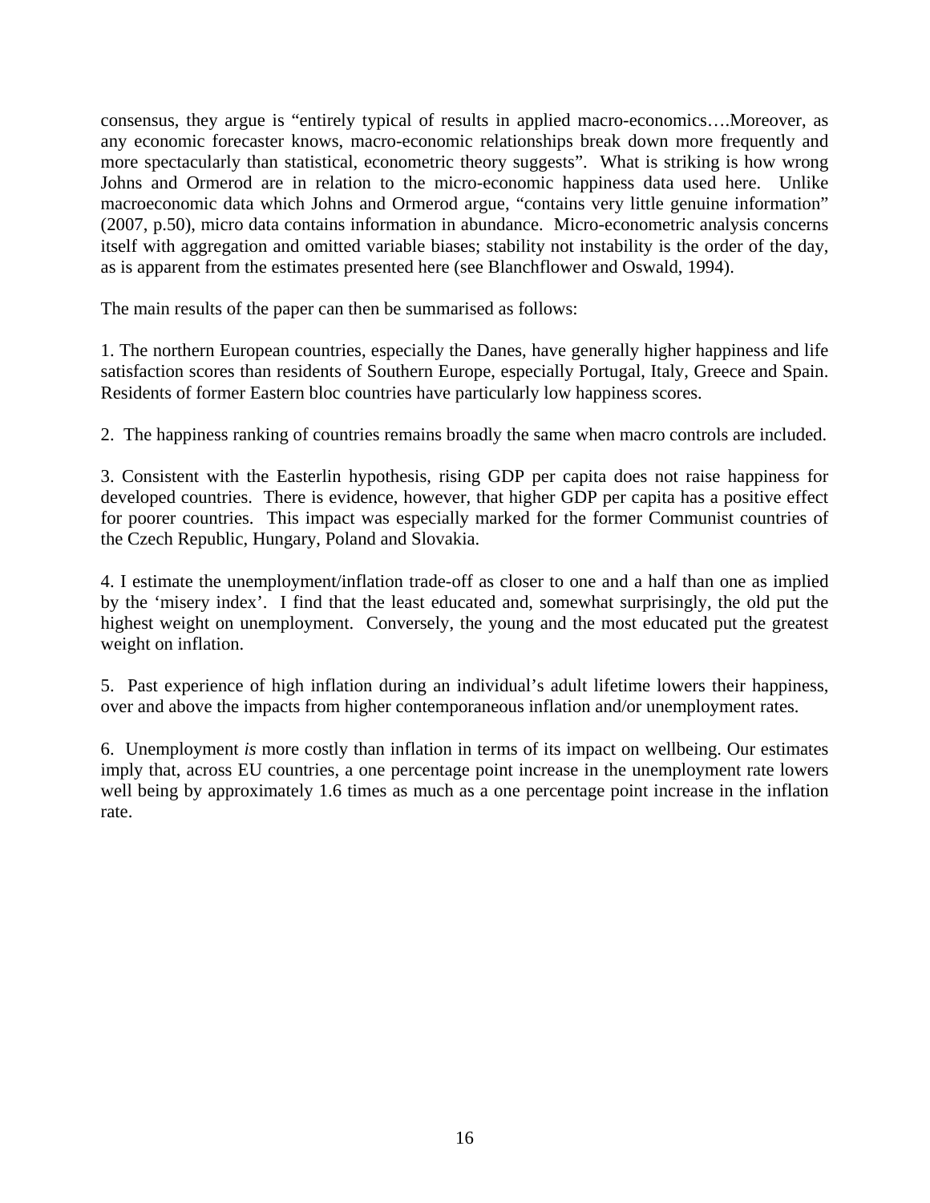consensus, they argue is "entirely typical of results in applied macro-economics….Moreover, as any economic forecaster knows, macro-economic relationships break down more frequently and more spectacularly than statistical, econometric theory suggests". What is striking is how wrong Johns and Ormerod are in relation to the micro-economic happiness data used here. Unlike macroeconomic data which Johns and Ormerod argue, "contains very little genuine information" (2007, p.50), micro data contains information in abundance. Micro-econometric analysis concerns itself with aggregation and omitted variable biases; stability not instability is the order of the day, as is apparent from the estimates presented here (see Blanchflower and Oswald, 1994).

The main results of the paper can then be summarised as follows:

1. The northern European countries, especially the Danes, have generally higher happiness and life satisfaction scores than residents of Southern Europe, especially Portugal, Italy, Greece and Spain. Residents of former Eastern bloc countries have particularly low happiness scores.

2. The happiness ranking of countries remains broadly the same when macro controls are included.

3. Consistent with the Easterlin hypothesis, rising GDP per capita does not raise happiness for developed countries. There is evidence, however, that higher GDP per capita has a positive effect for poorer countries. This impact was especially marked for the former Communist countries of the Czech Republic, Hungary, Poland and Slovakia.

4. I estimate the unemployment/inflation trade-off as closer to one and a half than one as implied by the 'misery index'. I find that the least educated and, somewhat surprisingly, the old put the highest weight on unemployment. Conversely, the young and the most educated put the greatest weight on inflation.

5. Past experience of high inflation during an individual's adult lifetime lowers their happiness, over and above the impacts from higher contemporaneous inflation and/or unemployment rates.

6. Unemployment *is* more costly than inflation in terms of its impact on wellbeing. Our estimates imply that, across EU countries, a one percentage point increase in the unemployment rate lowers well being by approximately 1.6 times as much as a one percentage point increase in the inflation rate.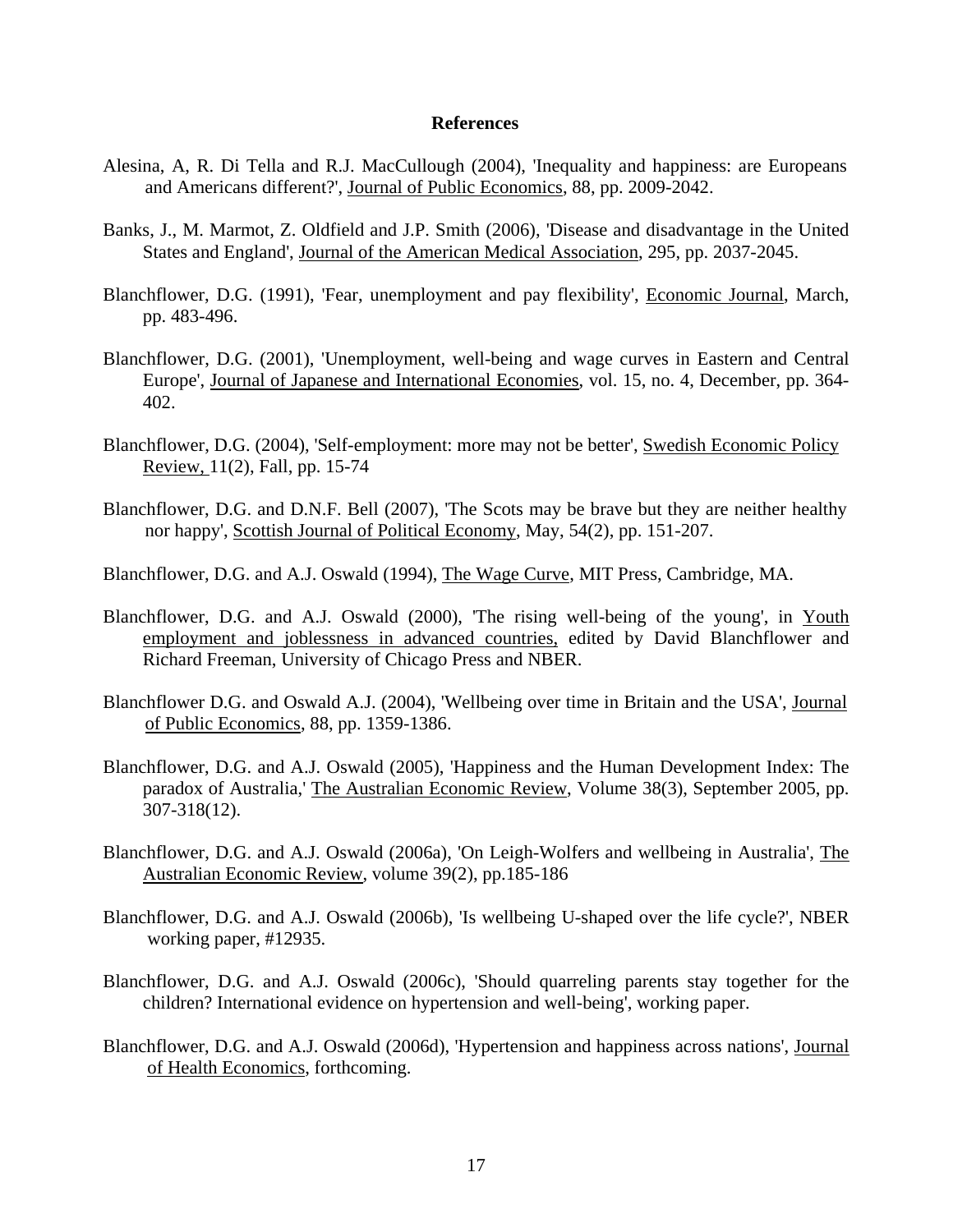## References

Alesina, A, R. Di Tella and R.J. MacCullough (2004), 'Inequality and happiness: are Europeans and Americans different?', Journal of Public Economics, 88, pp. 2009-2042.

Banks, J., M. Marmot, Z. Oldfield and J.P. Smith (2006), 'Disease and disadvantage in the United States and England', Journal of the American Medical Association, 295, pp. 2037-2045.

Blanchflower, D.G. (1991), 'Fear, unemployment and pay flexibility', Economic Journal, March, pp. 483-496.

Blanchflower, D.G. (2001), 'Unemployment, well-being and wage curves in Eastern and Central Europe', Journal of Japanese and International Economies, vol. 15, no. 4, December, pp. 364-402.

Blanchflower, D.G. (2004), 'Self-employment: more may not be better', Swedish Economic Policy Review, 11(2), Fall, pp. 15-74

Blanchflower, D.G. and D.N.F. Bell (2007), 'The Scots may be brave but they are neither healthy nor happy', Scottish Journal of Political Economy, May, 54(2), pp. 151-207.

Blanchflower, D.G. and A.J. Oswald (1994), The Wage Curve, MIT Press, Cambridge, MA.

Blanchflower, D.G. and A.J. Oswald (2000), 'The rising well-being of the young', in Youth employment and joblessness in advanced countries, edited by David Blanchflower and Richard Freeman, University of Chicago Press and NBER.

Blanchflower D.G. and Oswald A.J. (2004), 'Wellbeing over time in Britain and the USA', Journal of Public Economics, 88, pp. 1359-1386.

Blanchflower, D.G. and A.J. Oswald (2005), 'Happiness and the Human Development Index: The paradox of Australia,' The Australian Economic Review, Volume 38(3), September 2005, pp. 307-318(12).

Blanchflower, D.G. and A.J. Oswald (2006a), 'On Leigh-Wolfers and wellbeing in Australia', The Australian Economic Review, volume 39(2), pp.185-186

Blanchflower, D.G. and A.J. Oswald (2006b), 'Is wellbeing U-shaped over the life cycle?', NBER working paper, #12935.

Blanchflower, D.G. and A.J. Oswald (2006c), 'Should quarreling parents stay together for the children? International evidence on hypertension and well-being', working paper.

Blanchflower, D.G. and A.J. Oswald (2006d), 'Hypertension and happiness across nations', Journal of Health Economics, forthcoming.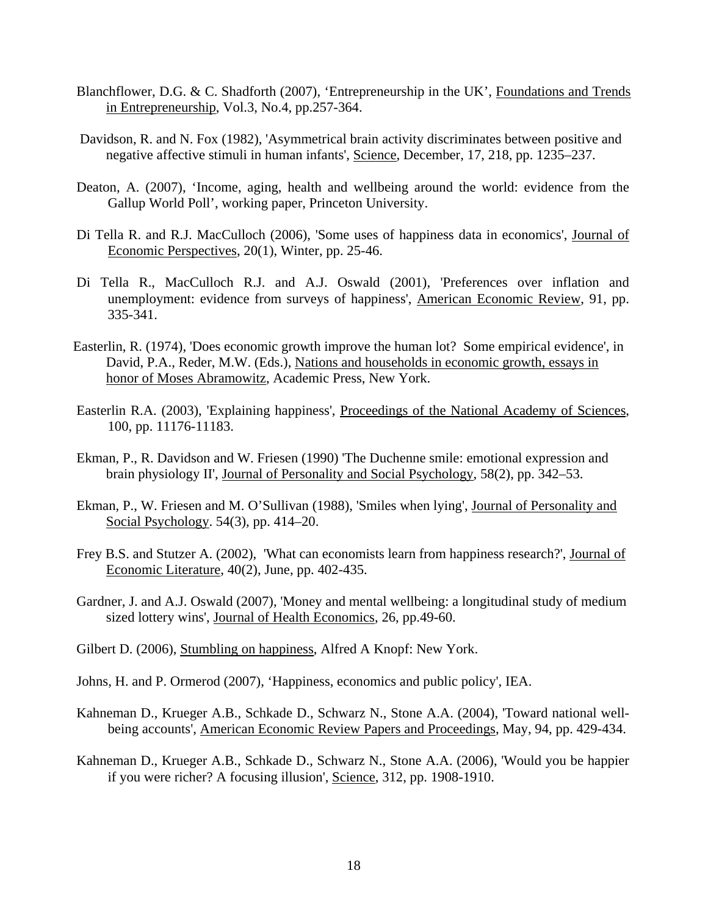Blanchflower, D.G. & C. Shadforth (2007), 'Entrepreneurship in the UK', Foundations and Trends in Entrepreneurship, Vol.3, No.4, pp.257-364.

Davidson, R. and N. Fox (1982), 'Asymmetrical brain activity discriminates between positive and negative affective stimuli in human infants', Science, December, 17, 218, pp. 1235–237.

Deaton, A. (2007), 'Income, aging, health and wellbeing around the world: evidence from the Gallup World Poll', working paper, Princeton University.

Di Tella R. and R.J. MacCulloch (2006), 'Some uses of happiness data in economics', Journal of Economic Perspectives, 20(1), Winter, pp. 25-46.

Di Tella R., MacCulloch R.J. and A.J. Oswald (2001), 'Preferences over inflation and unemployment: evidence from surveys of happiness', American Economic Review, 91, pp. 335-341.

Easterlin, R. (1974), 'Does economic growth improve the human lot? Some empirical evidence', in David, P.A., Reder, M.W. (Eds.), Nations and households in economic growth, essays in honor of Moses Abramowitz, Academic Press, New York.

Easterlin R.A. (2003), 'Explaining happiness', Proceedings of the National Academy of Sciences, 100, pp. 11176-11183.

Ekman, P., R. Davidson and W. Friesen (1990) 'The Duchenne smile: emotional expression and brain physiology II', Journal of Personality and Social Psychology, 58(2), pp. 342–53.

Ekman, P., W. Friesen and M. O'Sullivan (1988), 'Smiles when lying', Journal of Personality and Social Psychology. 54(3), pp. 414–20.

Frey B.S. and Stutzer A. (2002), 'What can economists learn from happiness research?', Journal of Economic Literature, 40(2), June, pp. 402-435.

Gardner, J. and A.J. Oswald (2007), 'Money and mental wellbeing: a longitudinal study of medium sized lottery wins', Journal of Health Economics, 26, pp.49-60.

Gilbert D. (2006), Stumbling on happiness, Alfred A Knopf: New York.

Johns, H. and P. Ormerod (2007), 'Happiness, economics and public policy', IEA.

Kahneman D., Krueger A.B., Schkade D., Schwarz N., Stone A.A. (2004), 'Toward national well-being accounts', American Economic Review Papers and Proceedings, May, 94, pp. 429-434.

Kahneman D., Krueger A.B., Schkade D., Schwarz N., Stone A.A. (2006), 'Would you be happier if you were richer? A focusing illusion', Science, 312, pp. 1908-1910.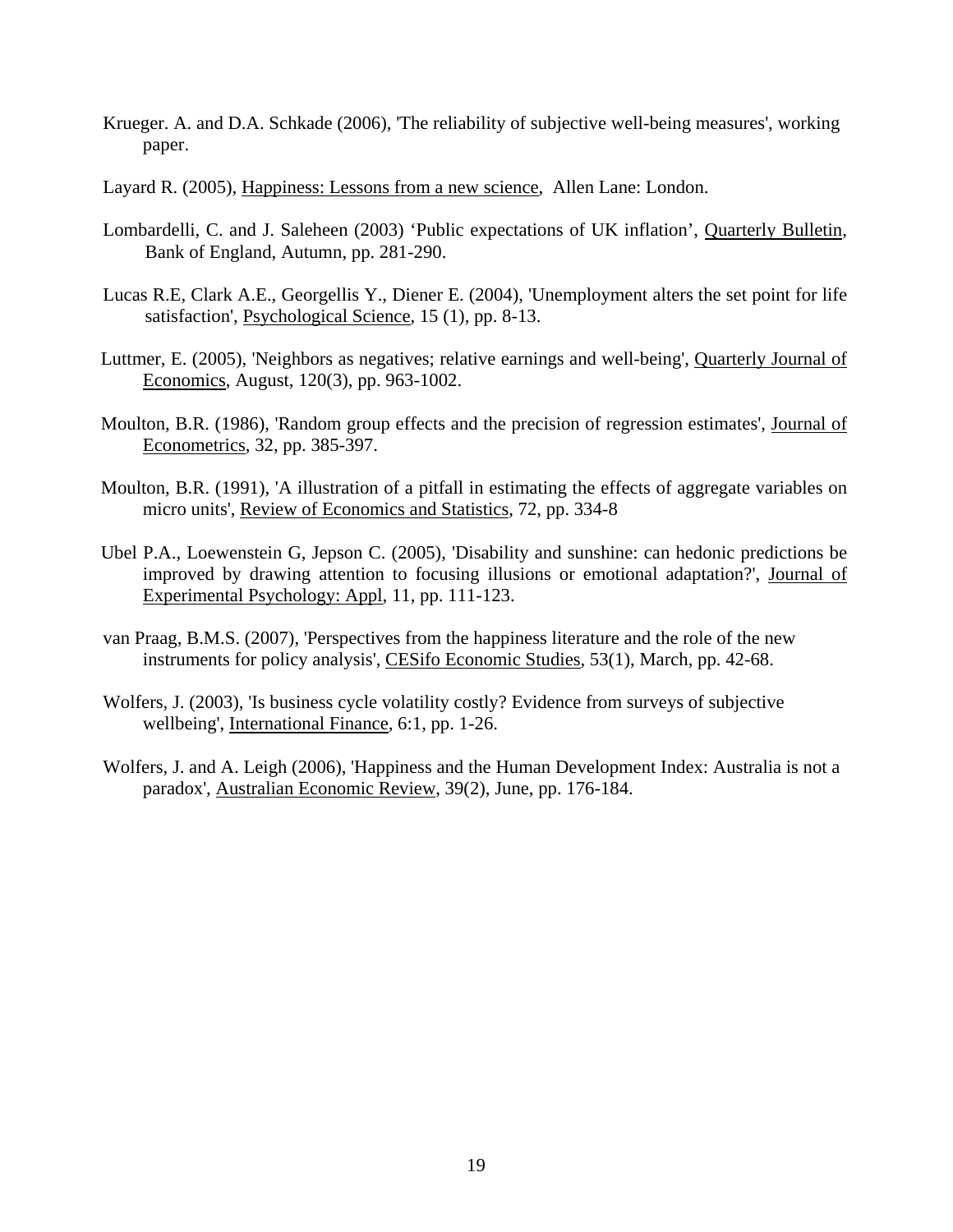Krueger. A. and D.A. Schkade (2006), 'The reliability of subjective well-being measures', working paper.

Layard R. (2005), Happiness: Lessons from a new science, Allen Lane: London.

Lombardelli, C. and J. Saleheen (2003) 'Public expectations of UK inflation', Quarterly Bulletin, Bank of England, Autumn, pp. 281-290.

Lucas R.E, Clark A.E., Georgellis Y., Diener E. (2004), 'Unemployment alters the set point for life satisfaction', Psychological Science, 15 (1), pp. 8-13.

Luttmer, E. (2005), 'Neighbors as negatives; relative earnings and well-being', Quarterly Journal of Economics, August, 120(3), pp. 963-1002.

Moulton, B.R. (1986), 'Random group effects and the precision of regression estimates', Journal of Econometrics, 32, pp. 385-397.

Moulton, B.R. (1991), 'A illustration of a pitfall in estimating the effects of aggregate variables on micro units', Review of Economics and Statistics, 72, pp. 334-8

Ubel P.A., Loewenstein G, Jepson C. (2005), 'Disability and sunshine: can hedonic predictions be improved by drawing attention to focusing illusions or emotional adaptation?', Journal of Experimental Psychology: Appl, 11, pp. 111-123.

van Praag, B.M.S. (2007), 'Perspectives from the happiness literature and the role of the new instruments for policy analysis', CESifo Economic Studies, 53(1), March, pp. 42-68.

Wolfers, J. (2003), 'Is business cycle volatility costly? Evidence from surveys of subjective wellbeing', International Finance, 6:1, pp. 1-26.

Wolfers, J. and A. Leigh (2006), 'Happiness and the Human Development Index: Australia is not a paradox', Australian Economic Review, 39(2), June, pp. 176-184.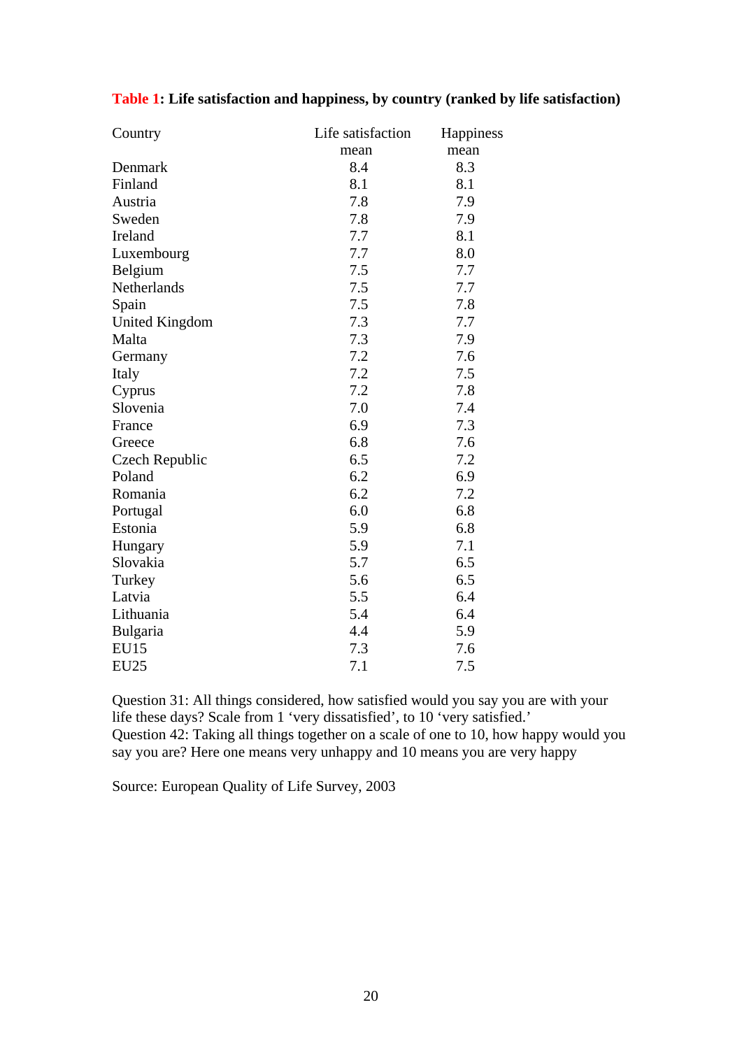**Table 1: Life satisfaction and happiness, by country (ranked by life satisfaction)**

| Country | Life satisfaction mean | Happiness mean |
|---|---|---|
| Denmark | 8.4 | 8.3 |
| Finland | 8.1 | 8.1 |
| Austria | 7.8 | 7.9 |
| Sweden | 7.8 | 7.9 |
| Ireland | 7.7 | 8.1 |
| Luxembourg | 7.7 | 8.0 |
| Belgium | 7.5 | 7.7 |
| Netherlands | 7.5 | 7.7 |
| Spain | 7.5 | 7.8 |
| United Kingdom | 7.3 | 7.7 |
| Malta | 7.3 | 7.9 |
| Germany | 7.2 | 7.6 |
| Italy | 7.2 | 7.5 |
| Cyprus | 7.2 | 7.8 |
| Slovenia | 7.0 | 7.4 |
| France | 6.9 | 7.3 |
| Greece | 6.8 | 7.6 |
| Czech Republic | 6.5 | 7.2 |
| Poland | 6.2 | 6.9 |
| Romania | 6.2 | 7.2 |
| Portugal | 6.0 | 6.8 |
| Estonia | 5.9 | 6.8 |
| Hungary | 5.9 | 7.1 |
| Slovakia | 5.7 | 6.5 |
| Turkey | 5.6 | 6.5 |
| Latvia | 5.5 | 6.4 |
| Lithuania | 5.4 | 6.4 |
| Bulgaria | 4.4 | 5.9 |
| EU15 | 7.3 | 7.6 |
| EU25 | 7.1 | 7.5 |

Question 31: All things considered, how satisfied would you say you are with your life these days? Scale from 1 'very dissatisfied', to 10 'very satisfied.'
Question 42: Taking all things together on a scale of one to 10, how happy would you say you are? Here one means very unhappy and 10 means you are very happy

Source: European Quality of Life Survey, 2003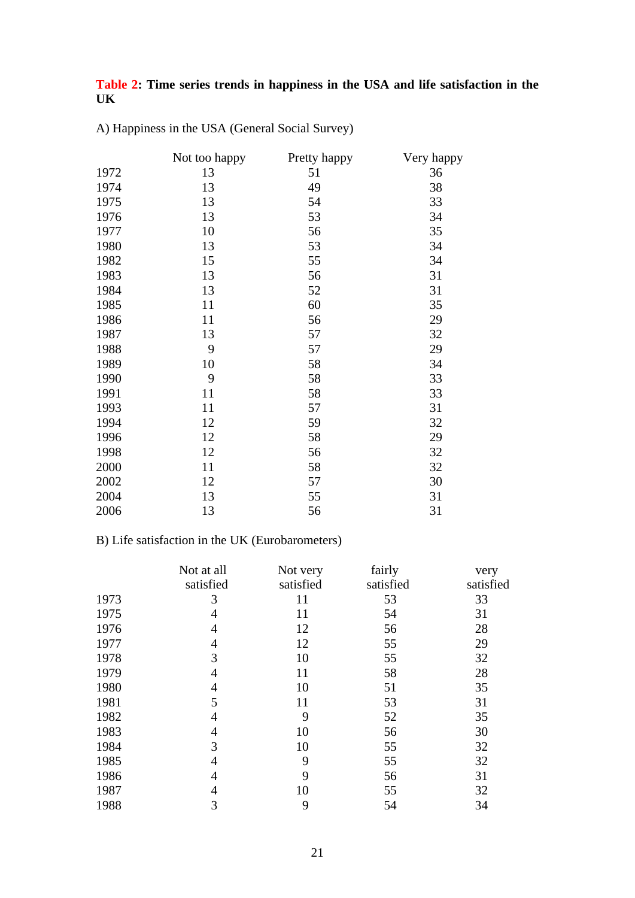**Table 2: Time series trends in happiness in the USA and life satisfaction in the UK**

A) Happiness in the USA (General Social Survey)

| | Not too happy | Pretty happy | Very happy |
|---|---|---|---|
| 1972 | 13 | 51 | 36 |
| 1974 | 13 | 49 | 38 |
| 1975 | 13 | 54 | 33 |
| 1976 | 13 | 53 | 34 |
| 1977 | 10 | 56 | 35 |
| 1980 | 13 | 53 | 34 |
| 1982 | 15 | 55 | 34 |
| 1983 | 13 | 56 | 31 |
| 1984 | 13 | 52 | 31 |
| 1985 | 11 | 60 | 35 |
| 1986 | 11 | 56 | 29 |
| 1987 | 13 | 57 | 32 |
| 1988 | 9 | 57 | 29 |
| 1989 | 10 | 58 | 34 |
| 1990 | 9 | 58 | 33 |
| 1991 | 11 | 58 | 33 |
| 1993 | 11 | 57 | 31 |
| 1994 | 12 | 59 | 32 |
| 1996 | 12 | 58 | 29 |
| 1998 | 12 | 56 | 32 |
| 2000 | 11 | 58 | 32 |
| 2002 | 12 | 57 | 30 |
| 2004 | 13 | 55 | 31 |
| 2006 | 13 | 56 | 31 |

B) Life satisfaction in the UK (Eurobarometers)

| | Not at all satisfied | Not very satisfied | fairly satisfied | very satisfied |
|---|---|---|---|---|
| 1973 | 3 | 11 | 53 | 33 |
| 1975 | 4 | 11 | 54 | 31 |
| 1976 | 4 | 12 | 56 | 28 |
| 1977 | 4 | 12 | 55 | 29 |
| 1978 | 3 | 10 | 55 | 32 |
| 1979 | 4 | 11 | 58 | 28 |
| 1980 | 4 | 10 | 51 | 35 |
| 1981 | 5 | 11 | 53 | 31 |
| 1982 | 4 | 9 | 52 | 35 |
| 1983 | 4 | 10 | 56 | 30 |
| 1984 | 3 | 10 | 55 | 32 |
| 1985 | 4 | 9 | 55 | 32 |
| 1986 | 4 | 9 | 56 | 31 |
| 1987 | 4 | 10 | 55 | 32 |
| 1988 | 3 | 9 | 54 | 34 |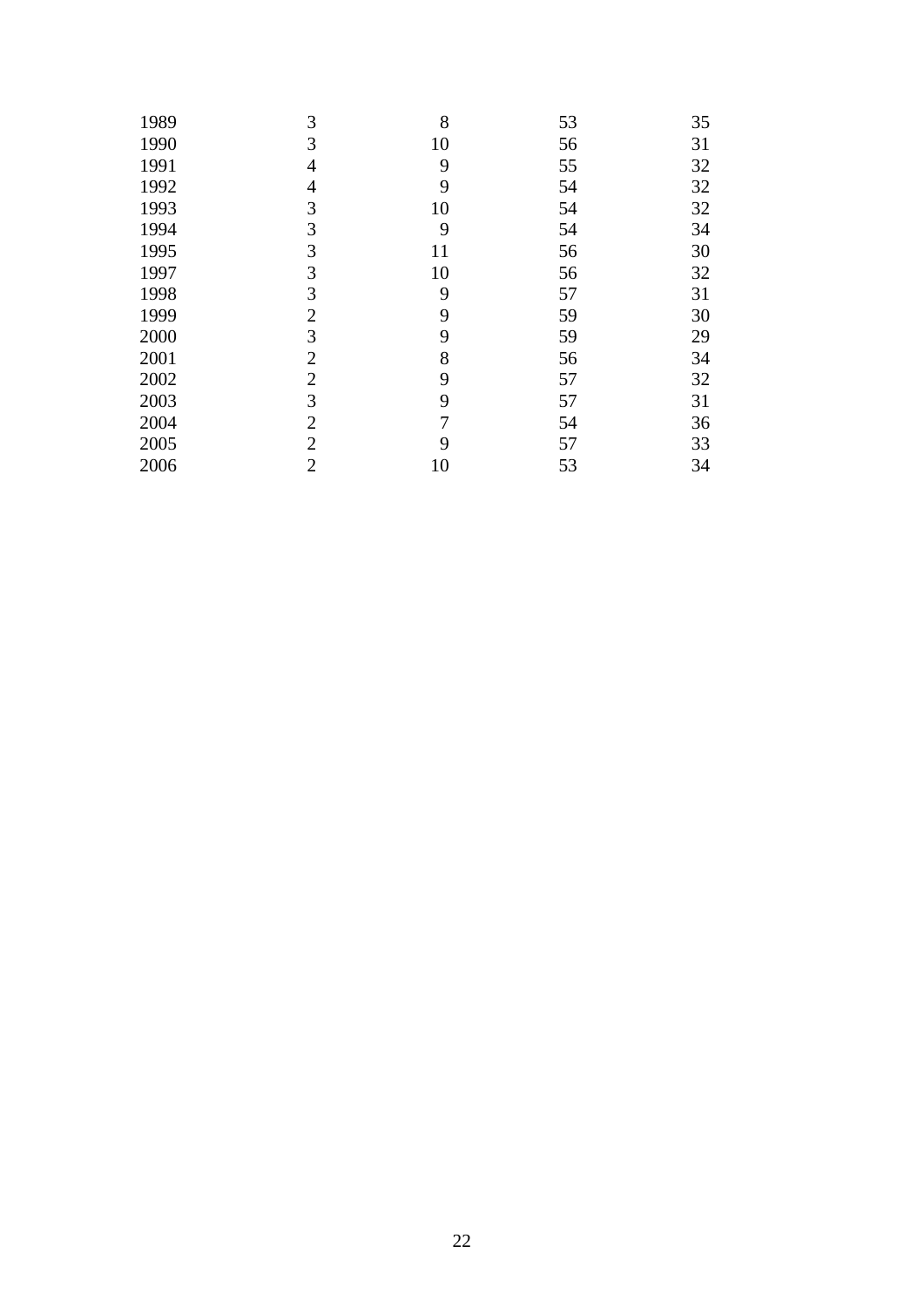| | | | | |
|---|---|---|---|---|
| 1989 | 3 | 8 | 53 | 35 |
| 1990 | 3 | 10 | 56 | 31 |
| 1991 | 4 | 9 | 55 | 32 |
| 1992 | 4 | 9 | 54 | 32 |
| 1993 | 3 | 10 | 54 | 32 |
| 1994 | 3 | 9 | 54 | 34 |
| 1995 | 3 | 11 | 56 | 30 |
| 1997 | 3 | 10 | 56 | 32 |
| 1998 | 3 | 9 | 57 | 31 |
| 1999 | 2 | 9 | 59 | 30 |
| 2000 | 3 | 9 | 59 | 29 |
| 2001 | 2 | 8 | 56 | 34 |
| 2002 | 2 | 9 | 57 | 32 |
| 2003 | 3 | 9 | 57 | 31 |
| 2004 | 2 | 7 | 54 | 36 |
| 2005 | 2 | 9 | 57 | 33 |
| 2006 | 2 | 10 | 53 | 34 |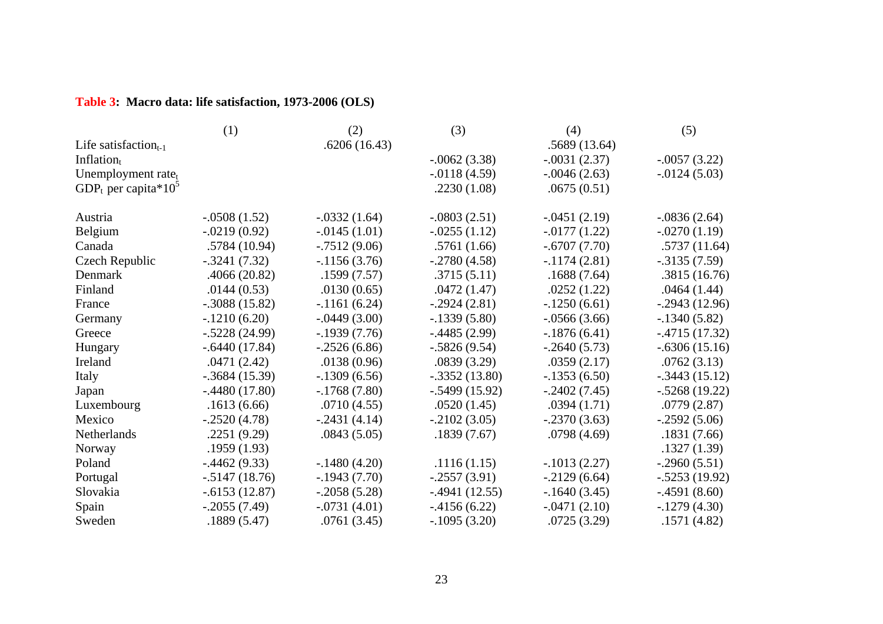**Table 3: Macro data: life satisfaction, 1973-2006 (OLS)**

| | (1) | (2) | (3) | (4) | (5) |
|---|---|---|---|---|---|
| Life satisfaction$_{t-1}$ | | .6206 (16.43) | | .5689 (13.64) | |
| Inflation$_t$ | | | -.0062 (3.38) | -.0031 (2.37) | -.0057 (3.22) |
| Unemployment rate$_t$ | | | -.0118 (4.59) | -.0046 (2.63) | -.0124 (5.03) |
| GDP$_t$ per capita$*10^5$ | | | .2230 (1.08) | .0675 (0.51) | |
| | | | | | |
| Austria | -.0508 (1.52) | -.0332 (1.64) | -.0803 (2.51) | -.0451 (2.19) | -.0836 (2.64) |
| Belgium | -.0219 (0.92) | -.0145 (1.01) | -.0255 (1.12) | -.0177 (1.22) | -.0270 (1.19) |
| Canada | .5784 (10.94) | -.7512 (9.06) | .5761 (1.66) | -.6707 (7.70) | .5737 (11.64) |
| Czech Republic | -.3241 (7.32) | -.1156 (3.76) | -.2780 (4.58) | -.1174 (2.81) | -.3135 (7.59) |
| Denmark | .4066 (20.82) | .1599 (7.57) | .3715 (5.11) | .1688 (7.64) | .3815 (16.76) |
| Finland | .0144 (0.53) | .0130 (0.65) | .0472 (1.47) | .0252 (1.22) | .0464 (1.44) |
| France | -.3088 (15.82) | -.1161 (6.24) | -.2924 (2.81) | -.1250 (6.61) | -.2943 (12.96) |
| Germany | -.1210 (6.20) | -.0449 (3.00) | -.1339 (5.80) | -.0566 (3.66) | -.1340 (5.82) |
| Greece | -.5228 (24.99) | -.1939 (7.76) | -.4485 (2.99) | -.1876 (6.41) | -.4715 (17.32) |
| Hungary | -.6440 (17.84) | -.2526 (6.86) | -.5826 (9.54) | -.2640 (5.73) | -.6306 (15.16) |
| Ireland | .0471 (2.42) | .0138 (0.96) | .0839 (3.29) | .0359 (2.17) | .0762 (3.13) |
| Italy | -.3684 (15.39) | -.1309 (6.56) | -.3352 (13.80) | -.1353 (6.50) | -.3443 (15.12) |
| Japan | -.4480 (17.80) | -.1768 (7.80) | -.5499 (15.92) | -.2402 (7.45) | -.5268 (19.22) |
| Luxembourg | .1613 (6.66) | .0710 (4.55) | .0520 (1.45) | .0394 (1.71) | .0779 (2.87) |
| Mexico | -.2520 (4.78) | -.2431 (4.14) | -.2102 (3.05) | -.2370 (3.63) | -.2592 (5.06) |
| Netherlands | .2251 (9.29) | .0843 (5.05) | .1839 (7.67) | .0798 (4.69) | .1831 (7.66) |
| Norway | .1959 (1.93) | | | | .1327 (1.39) |
| Poland | -.4462 (9.33) | -.1480 (4.20) | .1116 (1.15) | -.1013 (2.27) | -.2960 (5.51) |
| Portugal | -.5147 (18.76) | -.1943 (7.70) | -.2557 (3.91) | -.2129 (6.64) | -.5253 (19.92) |
| Slovakia | -.6153 (12.87) | -.2058 (5.28) | -.4941 (12.55) | -.1640 (3.45) | -.4591 (8.60) |
| Spain | -.2055 (7.49) | -.0731 (4.01) | -.4156 (6.22) | -.0471 (2.10) | -.1279 (4.30) |
| Sweden | .1889 (5.47) | .0761 (3.45) | -.1095 (3.20) | .0725 (3.29) | .1571 (4.82) |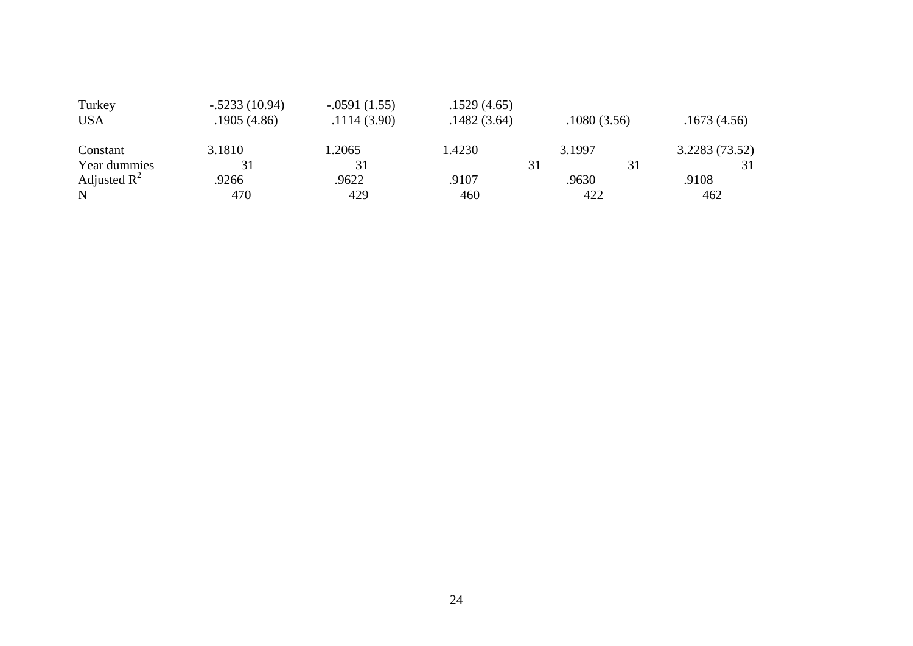|  |  |  |  |  |  |
|---|---|---|---|---|---|
| Turkey | -.5233 (10.94) | -.0591 (1.55) | .1529 (4.65) |  |  |
| USA | .1905 (4.86) | .1114 (3.90) | .1482 (3.64) | .1080 (3.56) | .1673 (4.56) |
|  |  |  |  |  |  |
| Constant | 3.1810 | 1.2065 | 1.4230 | 3.1997 | 3.2283 (73.52) |
| Year dummies | 31 | 31 | 31 | 31 | 31 |
| Adjusted $R^2$ | .9266 | .9622 | .9107 | .9630 | .9108 |
| N | 470 | 429 | 460 | 422 | 462 |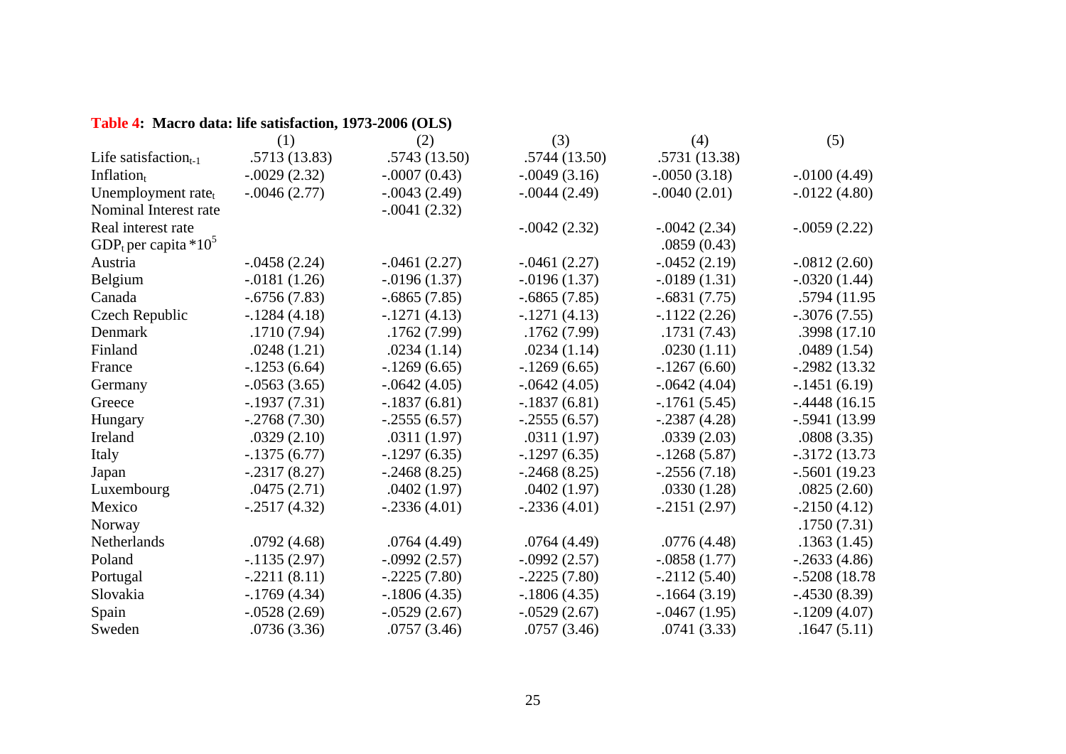**Table 4: Macro data: life satisfaction, 1973-2006 (OLS)**

| | (1) | (2) | (3) | (4) | (5) |
|---|---|---|---|---|---|
| Life satisfaction$_{t-1}$ | .5713 (13.83) | .5743 (13.50) | .5744 (13.50) | .5731 (13.38) | |
| Inflation$_t$ | -.0029 (2.32) | -.0007 (0.43) | -.0049 (3.16) | -.0050 (3.18) | -.0100 (4.49) |
| Unemployment rate$_t$ | -.0046 (2.77) | -.0043 (2.49) | -.0044 (2.49) | -.0040 (2.01) | -.0122 (4.80) |
| Nominal Interest rate | | -.0041 (2.32) | | | |
| Real interest rate | | | -.0042 (2.32) | -.0042 (2.34) | -.0059 (2.22) |
| GDP$_t$ per capita *$10^5$ | | | | .0859 (0.43) | |
| Austria | -.0458 (2.24) | -.0461 (2.27) | -.0461 (2.27) | -.0452 (2.19) | -.0812 (2.60) |
| Belgium | -.0181 (1.26) | -.0196 (1.37) | -.0196 (1.37) | -.0189 (1.31) | -.0320 (1.44) |
| Canada | -.6756 (7.83) | -.6865 (7.85) | -.6865 (7.85) | -.6831 (7.75) | .5794 (11.95 |
| Czech Republic | -.1284 (4.18) | -.1271 (4.13) | -.1271 (4.13) | -.1122 (2.26) | -.3076 (7.55) |
| Denmark | .1710 (7.94) | .1762 (7.99) | .1762 (7.99) | .1731 (7.43) | .3998 (17.10 |
| Finland | .0248 (1.21) | .0234 (1.14) | .0234 (1.14) | .0230 (1.11) | .0489 (1.54) |
| France | -.1253 (6.64) | -.1269 (6.65) | -.1269 (6.65) | -.1267 (6.60) | -.2982 (13.32 |
| Germany | -.0563 (3.65) | -.0642 (4.05) | -.0642 (4.05) | -.0642 (4.04) | -.1451 (6.19) |
| Greece | -.1937 (7.31) | -.1837 (6.81) | -.1837 (6.81) | -.1761 (5.45) | -.4448 (16.15 |
| Hungary | -.2768 (7.30) | -.2555 (6.57) | -.2555 (6.57) | -.2387 (4.28) | -.5941 (13.99 |
| Ireland | .0329 (2.10) | .0311 (1.97) | .0311 (1.97) | .0339 (2.03) | .0808 (3.35) |
| Italy | -.1375 (6.77) | -.1297 (6.35) | -.1297 (6.35) | -.1268 (5.87) | -.3172 (13.73 |
| Japan | -.2317 (8.27) | -.2468 (8.25) | -.2468 (8.25) | -.2556 (7.18) | -.5601 (19.23 |
| Luxembourg | .0475 (2.71) | .0402 (1.97) | .0402 (1.97) | .0330 (1.28) | .0825 (2.60) |
| Mexico | -.2517 (4.32) | -.2336 (4.01) | -.2336 (4.01) | -.2151 (2.97) | -.2150 (4.12) |
| Norway | | | | | .1750 (7.31) |
| Netherlands | .0792 (4.68) | .0764 (4.49) | .0764 (4.49) | .0776 (4.48) | .1363 (1.45) |
| Poland | -.1135 (2.97) | -.0992 (2.57) | -.0992 (2.57) | -.0858 (1.77) | -.2633 (4.86) |
| Portugal | -.2211 (8.11) | -.2225 (7.80) | -.2225 (7.80) | -.2112 (5.40) | -.5208 (18.78 |
| Slovakia | -.1769 (4.34) | -.1806 (4.35) | -.1806 (4.35) | -.1664 (3.19) | -.4530 (8.39) |
| Spain | -.0528 (2.69) | -.0529 (2.67) | -.0529 (2.67) | -.0467 (1.95) | -.1209 (4.07) |
| Sweden | .0736 (3.36) | .0757 (3.46) | .0757 (3.46) | .0741 (3.33) | .1647 (5.11) |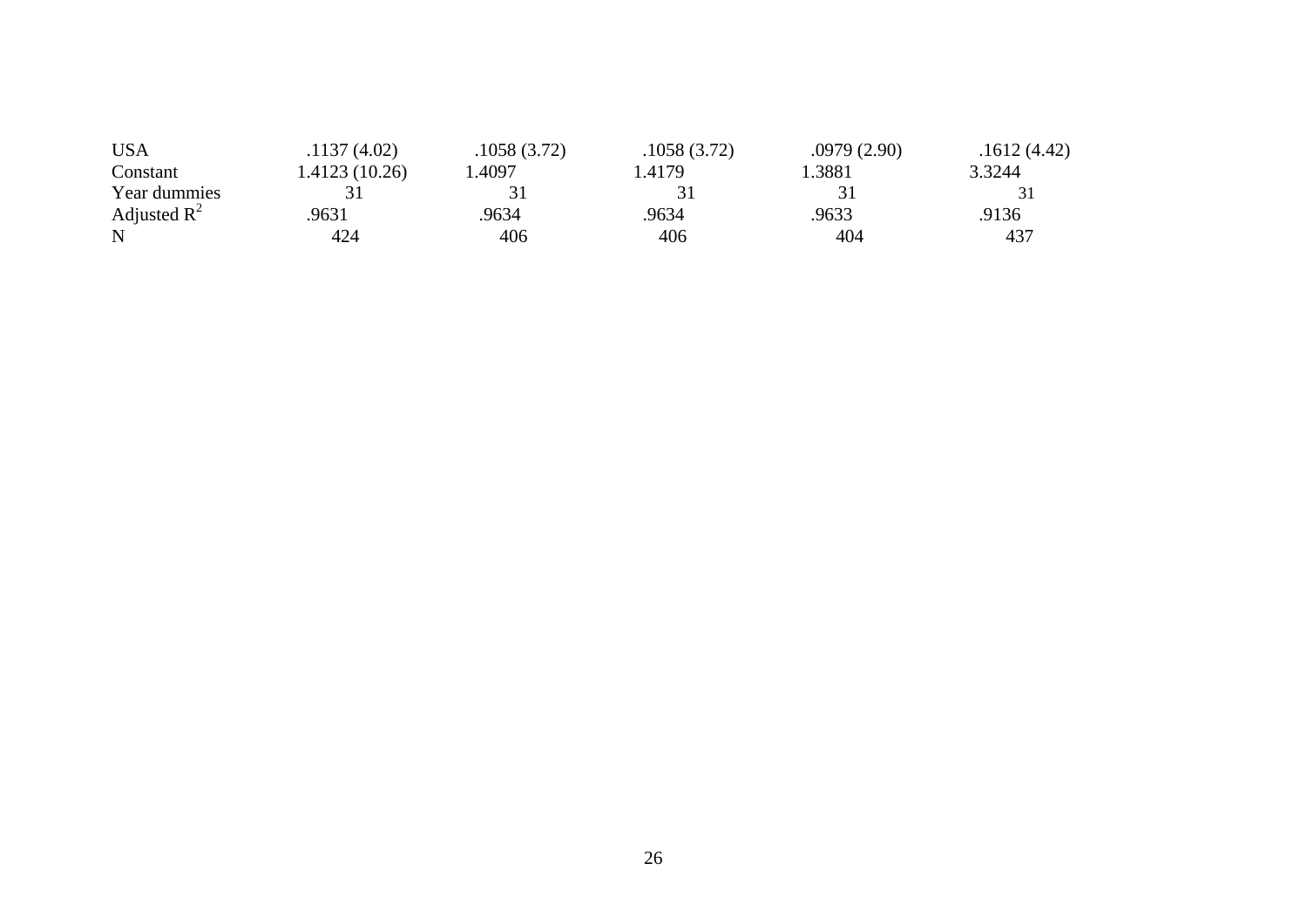| | | | | | |
|---|---|---|---|---|---|
| USA | .1137 (4.02) | .1058 (3.72) | .1058 (3.72) | .0979 (2.90) | .1612 (4.42) |
| Constant | 1.4123 (10.26) | 1.4097 | 1.4179 | 1.3881 | 3.3244 |
| Year dummies | 31 | 31 | 31 | 31 | 31 |
| Adjusted $R^2$ | .9631 | .9634 | .9634 | .9633 | .9136 |
| N | 424 | 406 | 406 | 404 | 437 |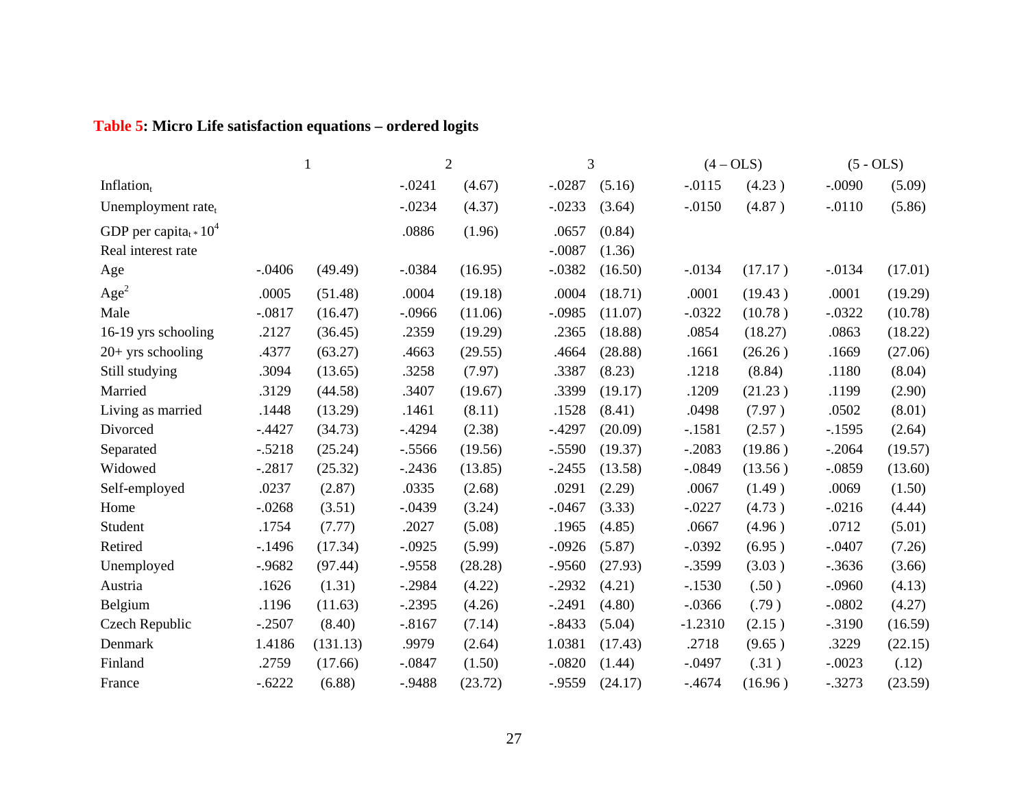**Table 5: Micro Life satisfaction equations – ordered logits**

| | 1 | | 2 | | 3 | | (4 – OLS) | | (5 - OLS) | |
|---|---|---|---|---|---|---|---|---|---|---|
| $Inflation_t$ | | | -.0241 | (4.67) | -.0287 | (5.16) | -.0115 | (4.23 ) | -.0090 | (5.09) |
| Unemployment $rate_t$ | | | -.0234 | (4.37) | -.0233 | (3.64) | -.0150 | (4.87 ) | -.0110 | (5.86) |
| GDP per $capita_t * 10^4$ | | | .0886 | (1.96) | .0657 | (0.84) | | | | |
| Real interest rate | | | | | -.0087 | (1.36) | | | | |
| Age | -.0406 | (49.49) | -.0384 | (16.95) | -.0382 | (16.50) | -.0134 | (17.17 ) | -.0134 | (17.01) |
| $Age^2$ | .0005 | (51.48) | .0004 | (19.18) | .0004 | (18.71) | .0001 | (19.43 ) | .0001 | (19.29) |
| Male | -.0817 | (16.47) | -.0966 | (11.06) | -.0985 | (11.07) | -.0322 | (10.78 ) | -.0322 | (10.78) |
| 16-19 yrs schooling | .2127 | (36.45) | .2359 | (19.29) | .2365 | (18.88) | .0854 | (18.27) | .0863 | (18.22) |
| 20+ yrs schooling | .4377 | (63.27) | .4663 | (29.55) | .4664 | (28.88) | .1661 | (26.26 ) | .1669 | (27.06) |
| Still studying | .3094 | (13.65) | .3258 | (7.97) | .3387 | (8.23) | .1218 | (8.84) | .1180 | (8.04) |
| Married | .3129 | (44.58) | .3407 | (19.67) | .3399 | (19.17) | .1209 | (21.23 ) | .1199 | (2.90) |
| Living as married | .1448 | (13.29) | .1461 | (8.11) | .1528 | (8.41) | .0498 | (7.97 ) | .0502 | (8.01) |
| Divorced | -.4427 | (34.73) | -.4294 | (2.38) | -.4297 | (20.09) | -.1581 | (2.57 ) | -.1595 | (2.64) |
| Separated | -.5218 | (25.24) | -.5566 | (19.56) | -.5590 | (19.37) | -.2083 | (19.86 ) | -.2064 | (19.57) |
| Widowed | -.2817 | (25.32) | -.2436 | (13.85) | -.2455 | (13.58) | -.0849 | (13.56 ) | -.0859 | (13.60) |
| Self-employed | .0237 | (2.87) | .0335 | (2.68) | .0291 | (2.29) | .0067 | (1.49 ) | .0069 | (1.50) |
| Home | -.0268 | (3.51) | -.0439 | (3.24) | -.0467 | (3.33) | -.0227 | (4.73 ) | -.0216 | (4.44) |
| Student | .1754 | (7.77) | .2027 | (5.08) | .1965 | (4.85) | .0667 | (4.96 ) | .0712 | (5.01) |
| Retired | -.1496 | (17.34) | -.0925 | (5.99) | -.0926 | (5.87) | -.0392 | (6.95 ) | -.0407 | (7.26) |
| Unemployed | -.9682 | (97.44) | -.9558 | (28.28) | -.9560 | (27.93) | -.3599 | (3.03 ) | -.3636 | (3.66) |
| Austria | .1626 | (1.31) | -.2984 | (4.22) | -.2932 | (4.21) | -.1530 | (.50 ) | -.0960 | (4.13) |
| Belgium | .1196 | (11.63) | -.2395 | (4.26) | -.2491 | (4.80) | -.0366 | (.79 ) | -.0802 | (4.27) |
| Czech Republic | -.2507 | (8.40) | -.8167 | (7.14) | -.8433 | (5.04) | -1.2310 | (2.15 ) | -.3190 | (16.59) |
| Denmark | 1.4186 | (131.13) | .9979 | (2.64) | 1.0381 | (17.43) | .2718 | (9.65 ) | .3229 | (22.15) |
| Finland | .2759 | (17.66) | -.0847 | (1.50) | -.0820 | (1.44) | -.0497 | (.31 ) | -.0023 | (.12) |
| France | -.6222 | (6.88) | -.9488 | (23.72) | -.9559 | (24.17) | -.4674 | (16.96 ) | -.3273 | (23.59) |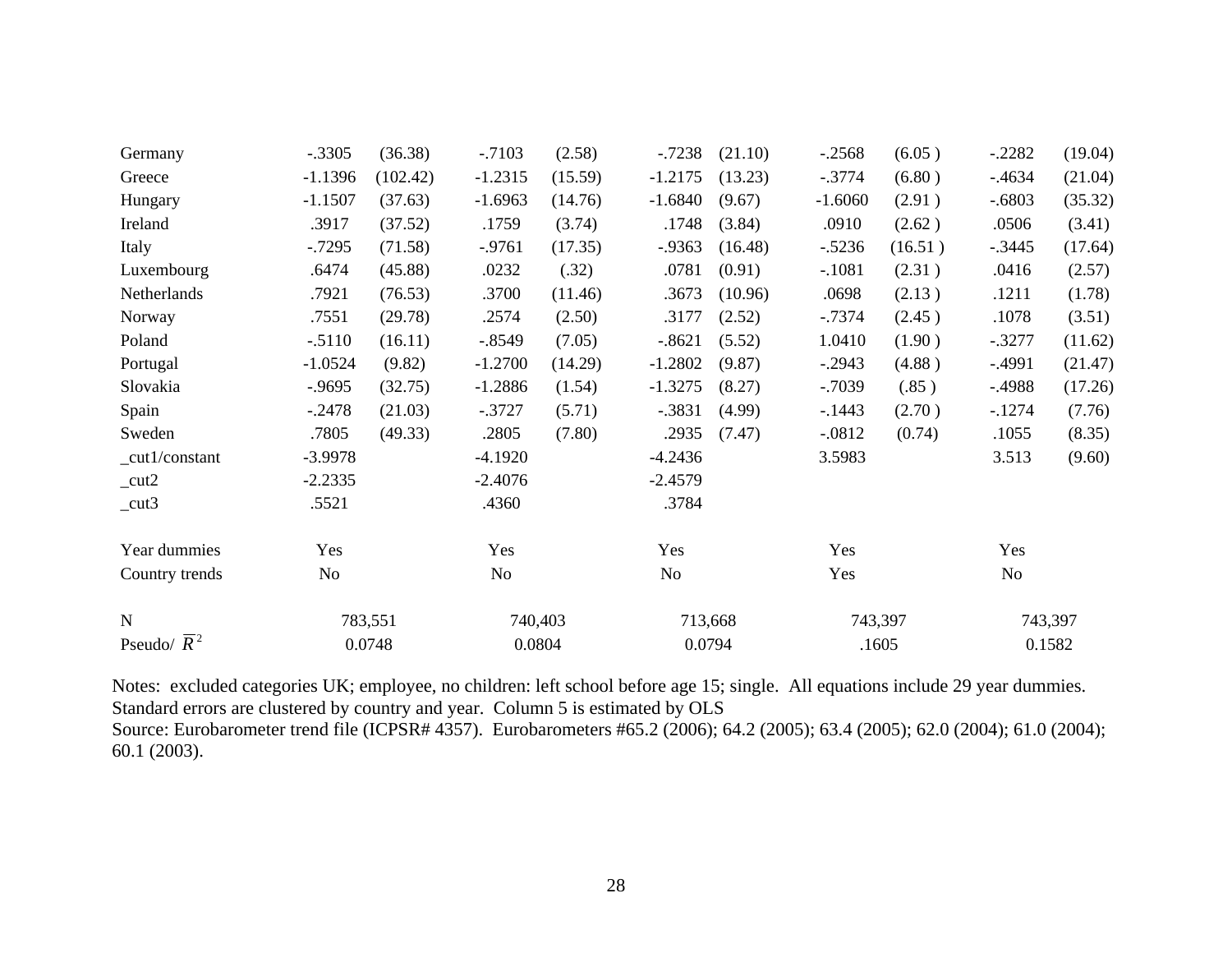| | (1) | | (2) | | (3) | | (4) | | (5) | |
|---|---|---|---|---|---|---|---|---|---|---|
| Germany | -.3305 | (36.38) | -.7103 | (2.58) | -.7238 | (21.10) | -.2568 | (6.05 ) | -.2282 | (19.04) |
| Greece | -1.1396 | (102.42) | -1.2315 | (15.59) | -1.2175 | (13.23) | -.3774 | (6.80 ) | -.4634 | (21.04) |
| Hungary | -1.1507 | (37.63) | -1.6963 | (14.76) | -1.6840 | (9.67) | -1.6060 | (2.91 ) | -.6803 | (35.32) |
| Ireland | .3917 | (37.52) | .1759 | (3.74) | .1748 | (3.84) | .0910 | (2.62 ) | .0506 | (3.41) |
| Italy | -.7295 | (71.58) | -.9761 | (17.35) | -.9363 | (16.48) | -.5236 | (16.51 ) | -.3445 | (17.64) |
| Luxembourg | .6474 | (45.88) | .0232 | (.32) | .0781 | (0.91) | -.1081 | (2.31 ) | .0416 | (2.57) |
| Netherlands | .7921 | (76.53) | .3700 | (11.46) | .3673 | (10.96) | .0698 | (2.13 ) | .1211 | (1.78) |
| Norway | .7551 | (29.78) | .2574 | (2.50) | .3177 | (2.52) | -.7374 | (2.45 ) | .1078 | (3.51) |
| Poland | -.5110 | (16.11) | -.8549 | (7.05) | -.8621 | (5.52) | 1.0410 | (1.90 ) | -.3277 | (11.62) |
| Portugal | -1.0524 | (9.82) | -1.2700 | (14.29) | -1.2802 | (9.87) | -.2943 | (4.88 ) | -.4991 | (21.47) |
| Slovakia | -.9695 | (32.75) | -1.2886 | (1.54) | -1.3275 | (8.27) | -.7039 | (.85 ) | -.4988 | (17.26) |
| Spain | -.2478 | (21.03) | -.3727 | (5.71) | -.3831 | (4.99) | -.1443 | (2.70 ) | -.1274 | (7.76) |
| Sweden | .7805 | (49.33) | .2805 | (7.80) | .2935 | (7.47) | -.0812 | (0.74) | .1055 | (8.35) |
| _cut1/constant | -3.9978 | | -4.1920 | | -4.2436 | | 3.5983 | | 3.513 | (9.60) |
| _cut2 | -2.2335 | | -2.4076 | | -2.4579 | | | | | |
| _cut3 | .5521 | | .4360 | | .3784 | | | | | |
| Year dummies | Yes | | Yes | | Yes | | Yes | | Yes | |
| Country trends | No | | No | | No | | Yes | | No | |
| N | 783,551 | | 740,403 | | 713,668 | | 743,397 | | 743,397 | |
| Pseudo/ $\overline{R}^2$ | 0.0748 | | 0.0804 | | 0.0794 | | .1605 | | 0.1582 | |

Notes: excluded categories UK; employee, no children: left school before age 15; single. All equations include 29 year dummies. Standard errors are clustered by country and year. Column 5 is estimated by OLS

Source: Eurobarometer trend file (ICPSR# 4357). Eurobarometers #65.2 (2006); 64.2 (2005); 63.4 (2005); 62.0 (2004); 61.0 (2004); 60.1 (2003).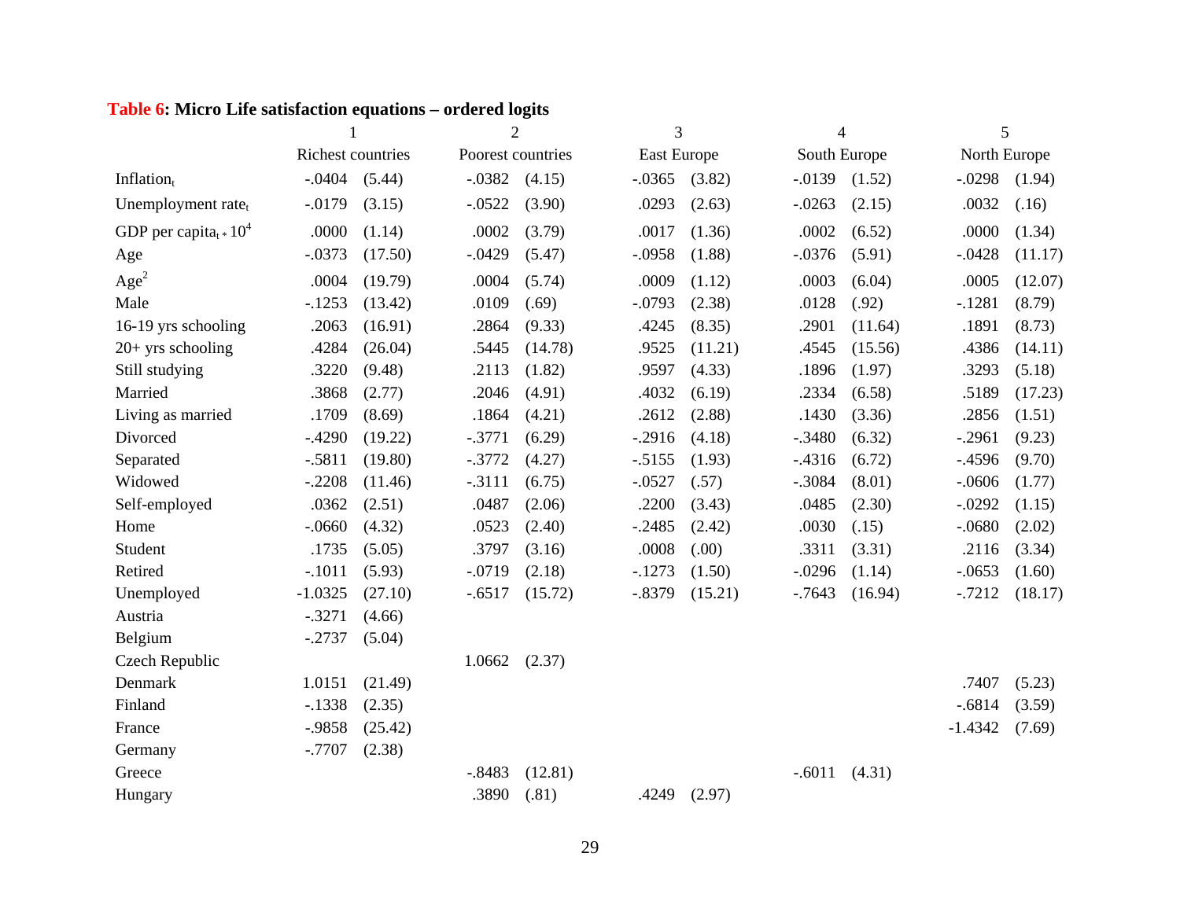**Table 6: Micro Life satisfaction equations – ordered logits**

| | 1 | | 2 | | 3 | | 4 | | 5 | |
|---|---|---|---|---|---|---|---|---|---|---|
| | Richest countries | | Poorest countries | | East Europe | | South Europe | | North Europe | |
| $\text{Inflation}_t$ | -.0404 | (5.44) | -.0382 | (4.15) | -.0365 | (3.82) | -.0139 | (1.52) | -.0298 | (1.94) |
| $\text{Unemployment rate}_t$ | -.0179 | (3.15) | -.0522 | (3.90) | .0293 | (2.63) | -.0263 | (2.15) | .0032 | (.16) |
| $\text{GDP per capita}_t * 10^4$ | .0000 | (1.14) | .0002 | (3.79) | .0017 | (1.36) | .0002 | (6.52) | .0000 | (1.34) |
| Age | -.0373 | (17.50) | -.0429 | (5.47) | -.0958 | (1.88) | -.0376 | (5.91) | -.0428 | (11.17) |
| $\text{Age}^2$ | .0004 | (19.79) | .0004 | (5.74) | .0009 | (1.12) | .0003 | (6.04) | .0005 | (12.07) |
| Male | -.1253 | (13.42) | .0109 | (.69) | -.0793 | (2.38) | .0128 | (.92) | -.1281 | (8.79) |
| 16-19 yrs schooling | .2063 | (16.91) | .2864 | (9.33) | .4245 | (8.35) | .2901 | (11.64) | .1891 | (8.73) |
| 20+ yrs schooling | .4284 | (26.04) | .5445 | (14.78) | .9525 | (11.21) | .4545 | (15.56) | .4386 | (14.11) |
| Still studying | .3220 | (9.48) | .2113 | (1.82) | .9597 | (4.33) | .1896 | (1.97) | .3293 | (5.18) |
| Married | .3868 | (2.77) | .2046 | (4.91) | .4032 | (6.19) | .2334 | (6.58) | .5189 | (17.23) |
| Living as married | .1709 | (8.69) | .1864 | (4.21) | .2612 | (2.88) | .1430 | (3.36) | .2856 | (1.51) |
| Divorced | -.4290 | (19.22) | -.3771 | (6.29) | -.2916 | (4.18) | -.3480 | (6.32) | -.2961 | (9.23) |
| Separated | -.5811 | (19.80) | -.3772 | (4.27) | -.5155 | (1.93) | -.4316 | (6.72) | -.4596 | (9.70) |
| Widowed | -.2208 | (11.46) | -.3111 | (6.75) | -.0527 | (.57) | -.3084 | (8.01) | -.0606 | (1.77) |
| Self-employed | .0362 | (2.51) | .0487 | (2.06) | .2200 | (3.43) | .0485 | (2.30) | -.0292 | (1.15) |
| Home | -.0660 | (4.32) | .0523 | (2.40) | -.2485 | (2.42) | .0030 | (.15) | -.0680 | (2.02) |
| Student | .1735 | (5.05) | .3797 | (3.16) | .0008 | (.00) | .3311 | (3.31) | .2116 | (3.34) |
| Retired | -.1011 | (5.93) | -.0719 | (2.18) | -.1273 | (1.50) | -.0296 | (1.14) | -.0653 | (1.60) |
| Unemployed | -1.0325 | (27.10) | -.6517 | (15.72) | -.8379 | (15.21) | -.7643 | (16.94) | -.7212 | (18.17) |
| Austria | -.3271 | (4.66) | | | | | | | | |
| Belgium | -.2737 | (5.04) | | | | | | | | |
| Czech Republic | | | 1.0662 | (2.37) | | | | | | |
| Denmark | 1.0151 | (21.49) | | | | | | | .7407 | (5.23) |
| Finland | -.1338 | (2.35) | | | | | | | -.6814 | (3.59) |
| France | -.9858 | (25.42) | | | | | | | -1.4342 | (7.69) |
| Germany | -.7707 | (2.38) | | | | | | | | |
| Greece | | | -.8483 | (12.81) | | | -.6011 | (4.31) | | |
| Hungary | | | .3890 | (.81) | .4249 | (2.97) | | | | |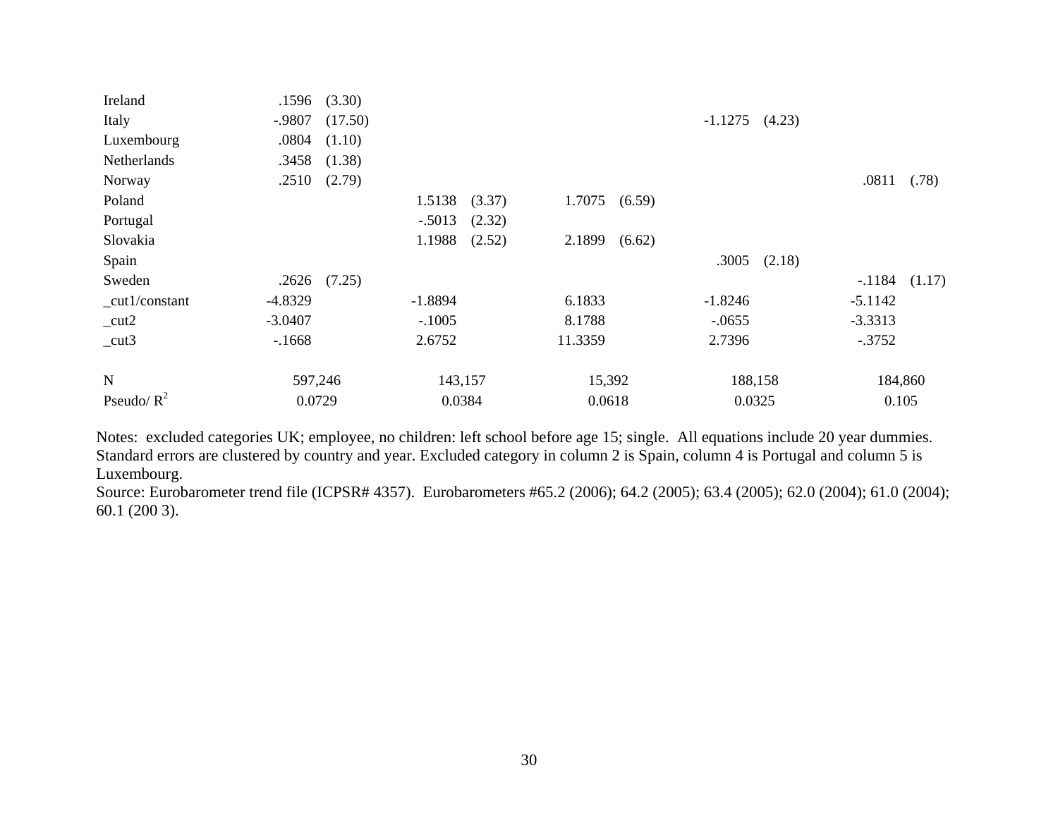| | | | | | | | | | | |
|---|---|---|---|---|---|---|---|---|---|---|
| Ireland | .1596 | (3.30) | | | | | | | | |
| Italy | -.9807 | (17.50) | | | | | -1.1275 | (4.23) | | |
| Luxembourg | .0804 | (1.10) | | | | | | | | |
| Netherlands | .3458 | (1.38) | | | | | | | | |
| Norway | .2510 | (2.79) | | | | | | | .0811 | (.78) |
| Poland | | | 1.5138 | (3.37) | 1.7075 | (6.59) | | | | |
| Portugal | | | -.5013 | (2.32) | | | | | | |
| Slovakia | | | 1.1988 | (2.52) | 2.1899 | (6.62) | | | | |
| Spain | | | | | | | .3005 | (2.18) | | |
| Sweden | .2626 | (7.25) | | | | | | | -.1184 | (1.17) |
| _cut1/constant | -4.8329 | | -1.8894 | | 6.1833 | | -1.8246 | | -5.1142 | |
| _cut2 | -3.0407 | | -.1005 | | 8.1788 | | -.0655 | | -3.3313 | |
| _cut3 | -.1668 | | 2.6752 | | 11.3359 | | 2.7396 | | -.3752 | |
| | | | | | | | | | | |
| N | 597,246 | | 143,157 | | 15,392 | | 188,158 | | 184,860 | |
| Pseudo/ $R^2$ | 0.0729 | | 0.0384 | | 0.0618 | | 0.0325 | | 0.105 | |

Notes: excluded categories UK; employee, no children: left school before age 15; single. All equations include 20 year dummies. Standard errors are clustered by country and year. Excluded category in column 2 is Spain, column 4 is Portugal and column 5 is Luxembourg.
Source: Eurobarometer trend file (ICPSR# 4357). Eurobarometers #65.2 (2006); 64.2 (2005); 63.4 (2005); 62.0 (2004); 61.0 (2004); 60.1 (200 3).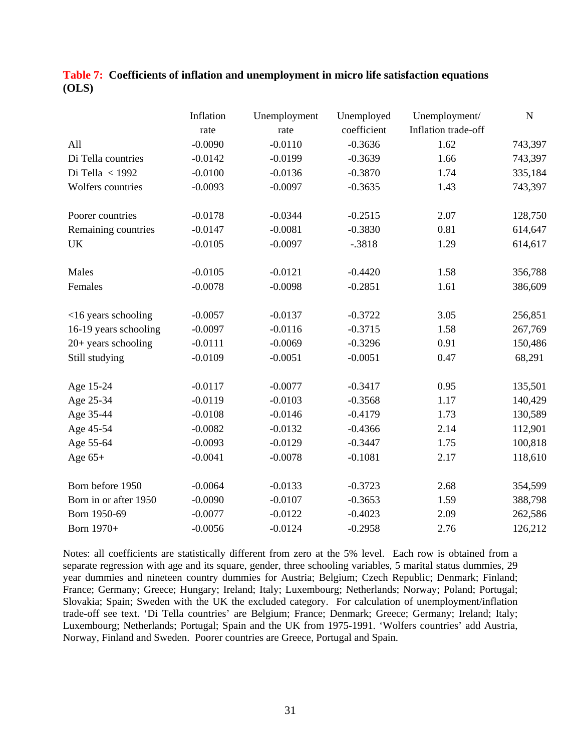**Table 7: Coefficients of inflation and unemployment in micro life satisfaction equations (OLS)**

| | Inflation rate | Unemployment rate | Unemployed coefficient | Unemployment/ Inflation trade-off | N |
|---|---|---|---|---|---|
| All | -0.0090 | -0.0110 | -0.3636 | 1.62 | 743,397 |
| Di Tella countries | -0.0142 | -0.0199 | -0.3639 | 1.66 | 743,397 |
| Di Tella < 1992 | -0.0100 | -0.0136 | -0.3870 | 1.74 | 335,184 |
| Wolfers countries | -0.0093 | -0.0097 | -0.3635 | 1.43 | 743,397 |
| | | | | | |
| Poorer countries | -0.0178 | -0.0344 | -0.2515 | 2.07 | 128,750 |
| Remaining countries | -0.0147 | -0.0081 | -0.3830 | 0.81 | 614,647 |
| UK | -0.0105 | -0.0097 | -.3818 | 1.29 | 614,617 |
| | | | | | |
| Males | -0.0105 | -0.0121 | -0.4420 | 1.58 | 356,788 |
| Females | -0.0078 | -0.0098 | -0.2851 | 1.61 | 386,609 |
| | | | | | |
| <16 years schooling | -0.0057 | -0.0137 | -0.3722 | 3.05 | 256,851 |
| 16-19 years schooling | -0.0097 | -0.0116 | -0.3715 | 1.58 | 267,769 |
| 20+ years schooling | -0.0111 | -0.0069 | -0.3296 | 0.91 | 150,486 |
| Still studying | -0.0109 | -0.0051 | -0.0051 | 0.47 | 68,291 |
| | | | | | |
| Age 15-24 | -0.0117 | -0.0077 | -0.3417 | 0.95 | 135,501 |
| Age 25-34 | -0.0119 | -0.0103 | -0.3568 | 1.17 | 140,429 |
| Age 35-44 | -0.0108 | -0.0146 | -0.4179 | 1.73 | 130,589 |
| Age 45-54 | -0.0082 | -0.0132 | -0.4366 | 2.14 | 112,901 |
| Age 55-64 | -0.0093 | -0.0129 | -0.3447 | 1.75 | 100,818 |
| Age 65+ | -0.0041 | -0.0078 | -0.1081 | 2.17 | 118,610 |
| | | | | | |
| Born before 1950 | -0.0064 | -0.0133 | -0.3723 | 2.68 | 354,599 |
| Born in or after 1950 | -0.0090 | -0.0107 | -0.3653 | 1.59 | 388,798 |
| Born 1950-69 | -0.0077 | -0.0122 | -0.4023 | 2.09 | 262,586 |
| Born 1970+ | -0.0056 | -0.0124 | -0.2958 | 2.76 | 126,212 |

Notes: all coefficients are statistically different from zero at the 5% level. Each row is obtained from a separate regression with age and its square, gender, three schooling variables, 5 marital status dummies, 29 year dummies and nineteen country dummies for Austria; Belgium; Czech Republic; Denmark; Finland; France; Germany; Greece; Hungary; Ireland; Italy; Luxembourg; Netherlands; Norway; Poland; Portugal; Slovakia; Spain; Sweden with the UK the excluded category. For calculation of unemployment/inflation trade-off see text. 'Di Tella countries' are Belgium; France; Denmark; Greece; Germany; Ireland; Italy; Luxembourg; Netherlands; Portugal; Spain and the UK from 1975-1991. 'Wolfers countries' add Austria, Norway, Finland and Sweden. Poorer countries are Greece, Portugal and Spain.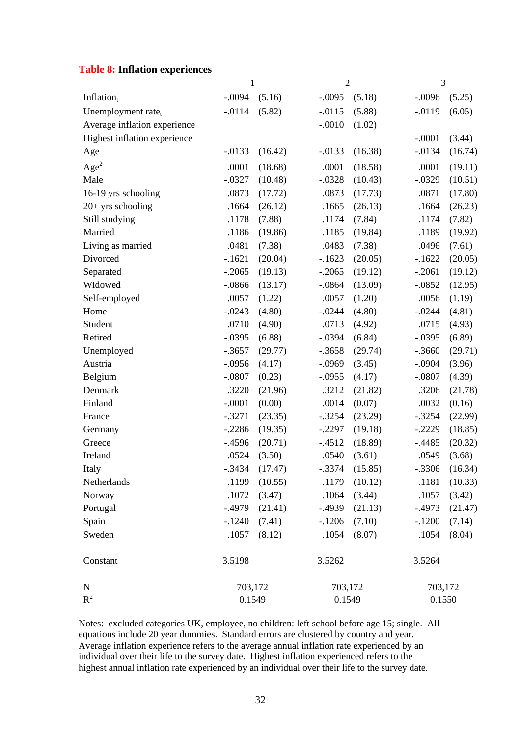**Table 8: Inflation experiences**

| | 1 | | 2 | | 3 | |
|---|---|---|---|---|---|---|
| $\text{Inflation}_t$ | -.0094 | (5.16) | -.0095 | (5.18) | -.0096 | (5.25) |
| $\text{Unemployment rate}_t$ | -.0114 | (5.82) | -.0115 | (5.88) | -.0119 | (6.05) |
| Average inflation experience | | | -.0010 | (1.02) | | |
| Highest inflation experience | | | | | -.0001 | (3.44) |
| Age | -.0133 | (16.42) | -.0133 | (16.38) | -.0134 | (16.74) |
| $\text{Age}^2$ | .0001 | (18.68) | .0001 | (18.58) | .0001 | (19.11) |
| Male | -.0327 | (10.48) | -.0328 | (10.43) | -.0329 | (10.51) |
| 16-19 yrs schooling | .0873 | (17.72) | .0873 | (17.73) | .0871 | (17.80) |
| 20+ yrs schooling | .1664 | (26.12) | .1665 | (26.13) | .1664 | (26.23) |
| Still studying | .1178 | (7.88) | .1174 | (7.84) | .1174 | (7.82) |
| Married | .1186 | (19.86) | .1185 | (19.84) | .1189 | (19.92) |
| Living as married | .0481 | (7.38) | .0483 | (7.38) | .0496 | (7.61) |
| Divorced | -.1621 | (20.04) | -.1623 | (20.05) | -.1622 | (20.05) |
| Separated | -.2065 | (19.13) | -.2065 | (19.12) | -.2061 | (19.12) |
| Widowed | -.0866 | (13.17) | -.0864 | (13.09) | -.0852 | (12.95) |
| Self-employed | .0057 | (1.22) | .0057 | (1.20) | .0056 | (1.19) |
| Home | -.0243 | (4.80) | -.0244 | (4.80) | -.0244 | (4.81) |
| Student | .0710 | (4.90) | .0713 | (4.92) | .0715 | (4.93) |
| Retired | -.0395 | (6.88) | -.0394 | (6.84) | -.0395 | (6.89) |
| Unemployed | -.3657 | (29.77) | -.3658 | (29.74) | -.3660 | (29.71) |
| Austria | -.0956 | (4.17) | -.0969 | (3.45) | -.0904 | (3.96) |
| Belgium | -.0807 | (0.23) | -.0955 | (4.17) | -.0807 | (4.39) |
| Denmark | .3220 | (21.96) | .3212 | (21.82) | .3206 | (21.78) |
| Finland | -.0001 | (0.00) | .0014 | (0.07) | .0032 | (0.16) |
| France | -.3271 | (23.35) | -.3254 | (23.29) | -.3254 | (22.99) |
| Germany | -.2286 | (19.35) | -.2297 | (19.18) | -.2229 | (18.85) |
| Greece | -.4596 | (20.71) | -.4512 | (18.89) | -.4485 | (20.32) |
| Ireland | .0524 | (3.50) | .0540 | (3.61) | .0549 | (3.68) |
| Italy | -.3434 | (17.47) | -.3374 | (15.85) | -.3306 | (16.34) |
| Netherlands | .1199 | (10.55) | .1179 | (10.12) | .1181 | (10.33) |
| Norway | .1072 | (3.47) | .1064 | (3.44) | .1057 | (3.42) |
| Portugal | -.4979 | (21.41) | -.4939 | (21.13) | -.4973 | (21.47) |
| Spain | -.1240 | (7.41) | -.1206 | (7.10) | -.1200 | (7.14) |
| Sweden | .1057 | (8.12) | .1054 | (8.07) | .1054 | (8.04) |
| Constant | 3.5198 | | 3.5262 | | 3.5264 | |
| N | 703,172 | | 703,172 | | 703,172 | |
| $R^2$ | 0.1549 | | 0.1549 | | 0.1550 | |

Notes: excluded categories UK, employee, no children: left school before age 15; single. All equations include 20 year dummies. Standard errors are clustered by country and year. Average inflation experience refers to the average annual inflation rate experienced by an individual over their life to the survey date. Highest inflation experienced refers to the highest annual inflation rate experienced by an individual over their life to the survey date.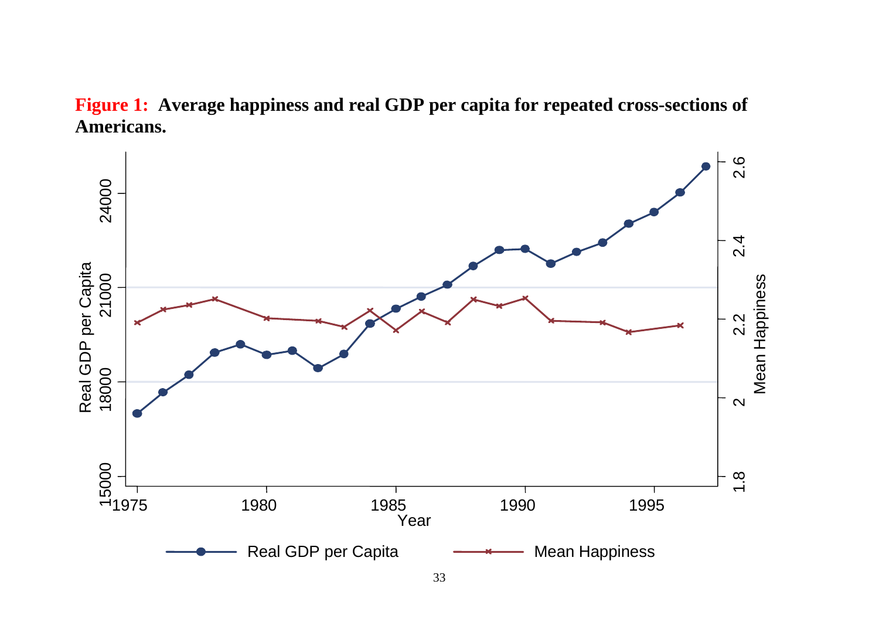**Figure 1:** **Average happiness and real GDP per capita for repeated cross-sections of Americans.**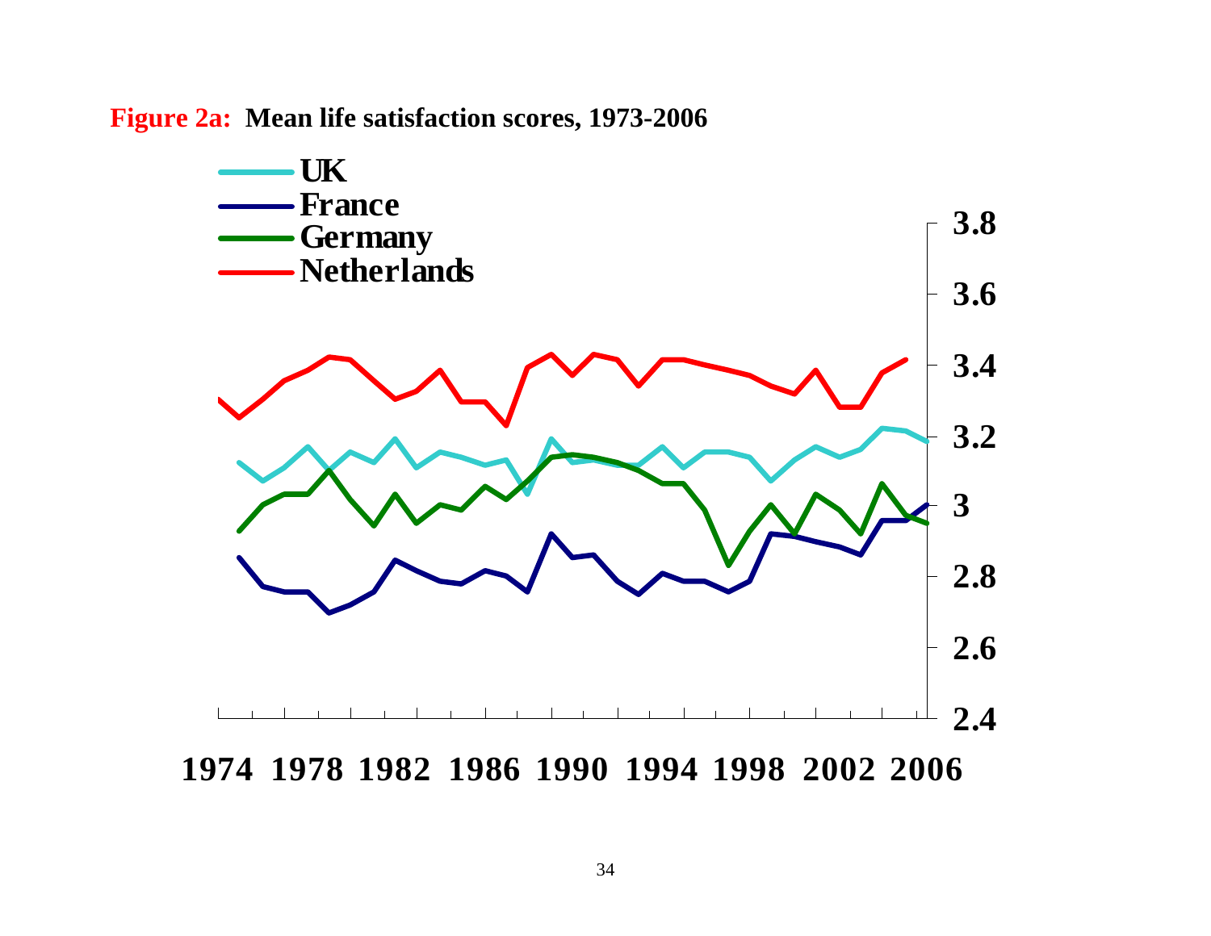**Figure 2a:** **Mean life satisfaction scores, 1973-2006**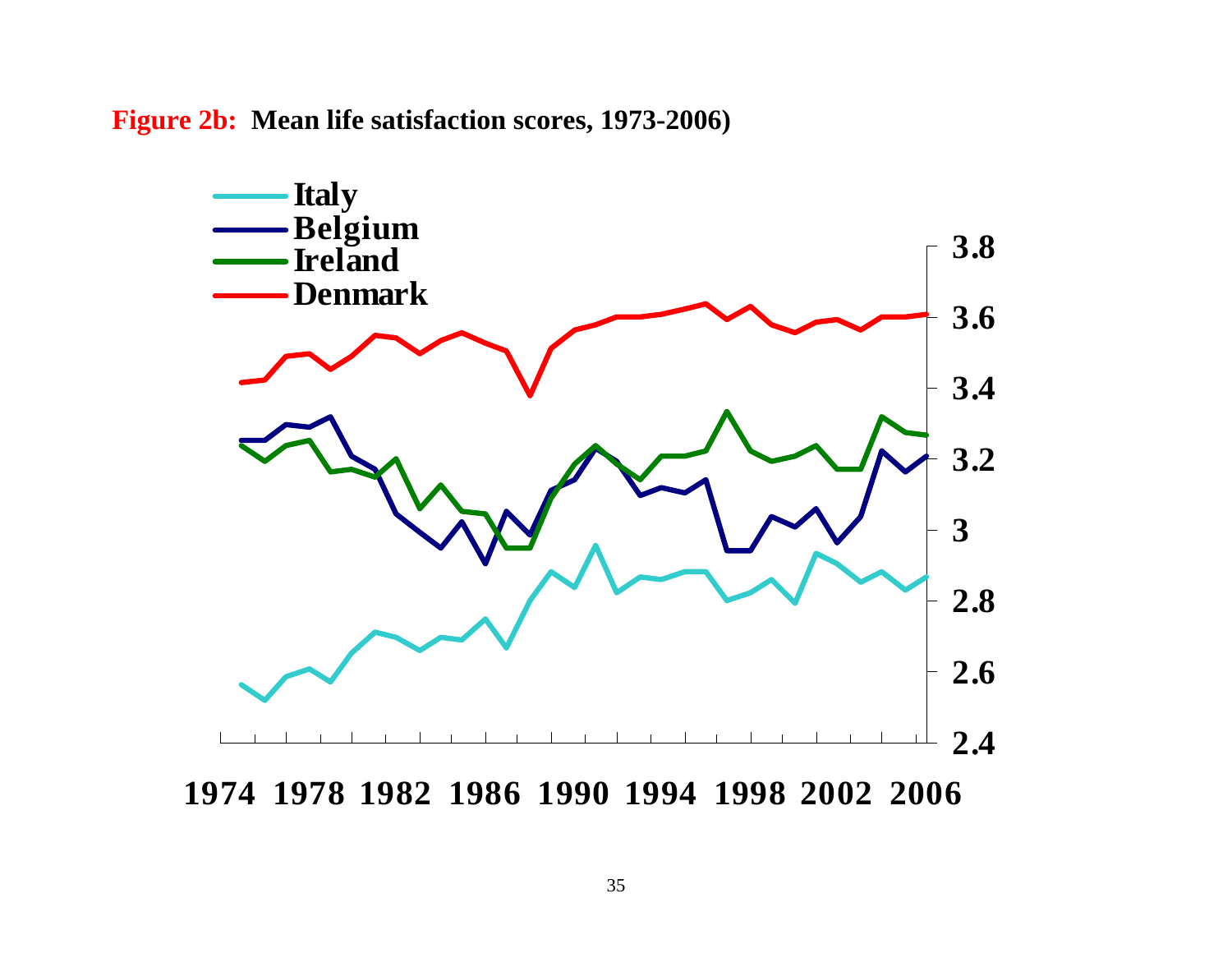**Figure 2b:** **Mean life satisfaction scores, 1973-2006)**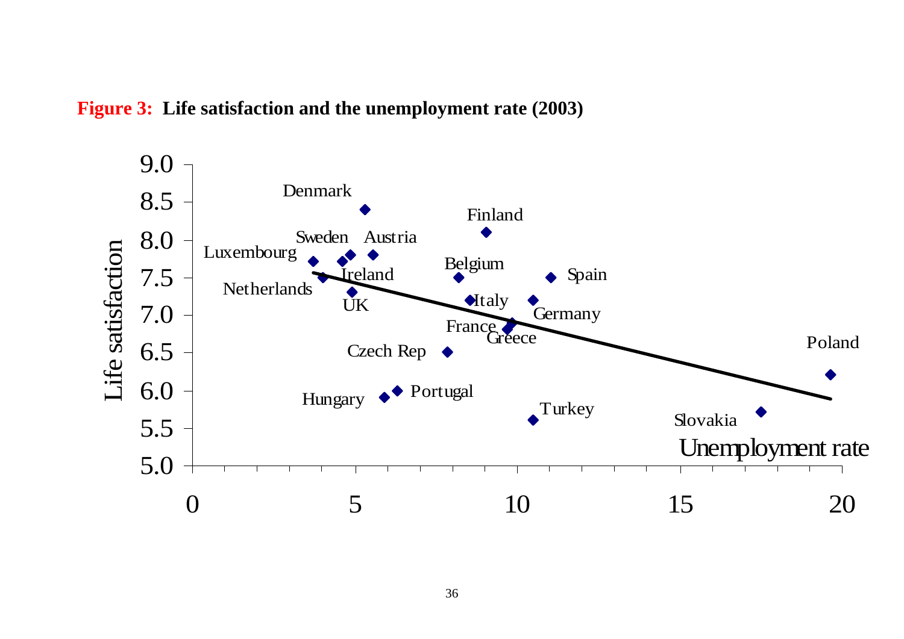**Figure 3: Life satisfaction and the unemployment rate (2003)**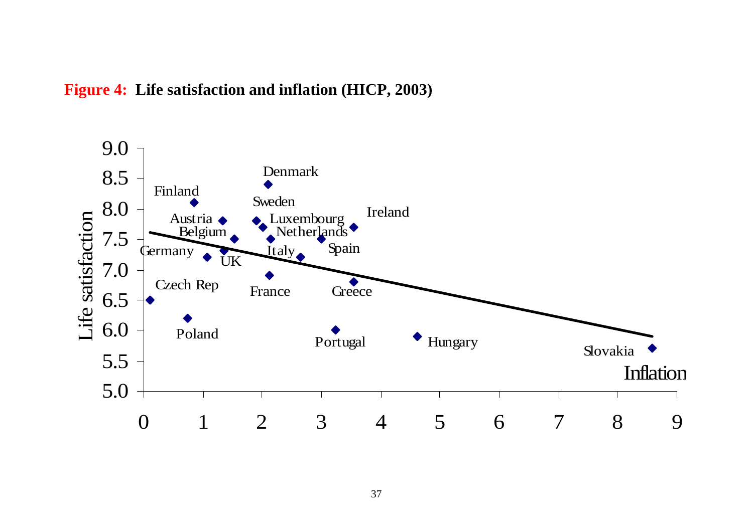**Figure 4: Life satisfaction and inflation (HICP, 2003)**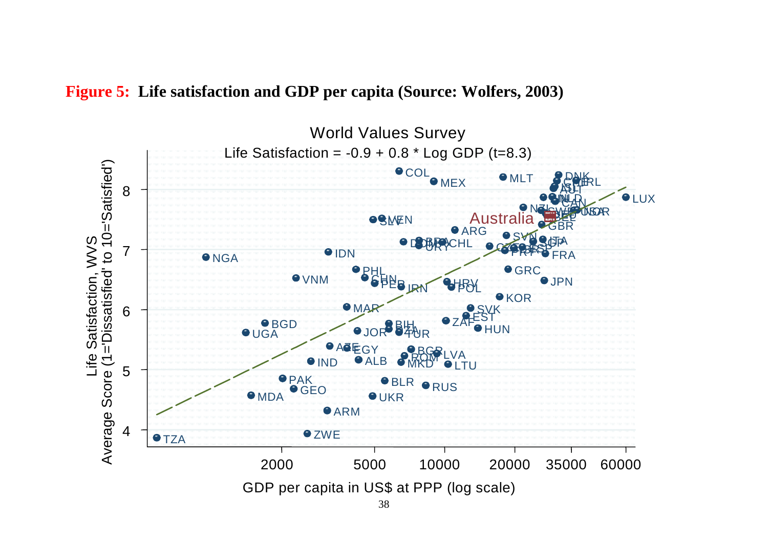**Figure 5: Life satisfaction and GDP per capita (Source: Wolfers, 2003)**

World Values Survey

Life Satisfaction = -0.9 + 0.8 * Log GDP (t=8.3)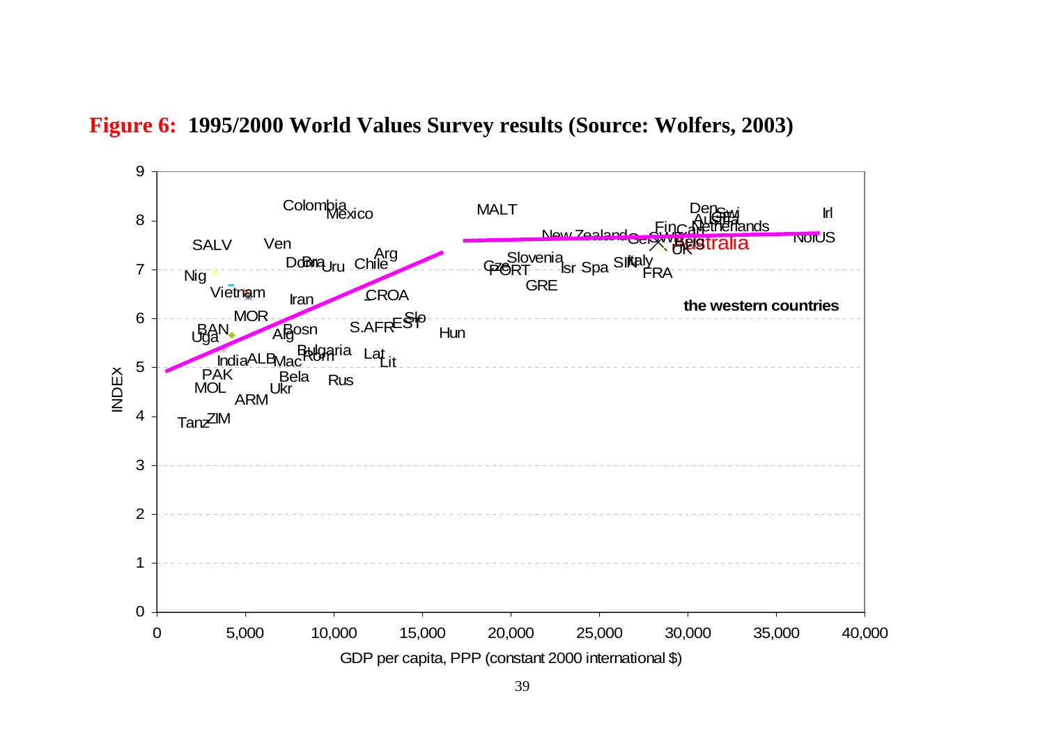**Figure 6: 1995/2000 World Values Survey results (Source: Wolfers, 2003)**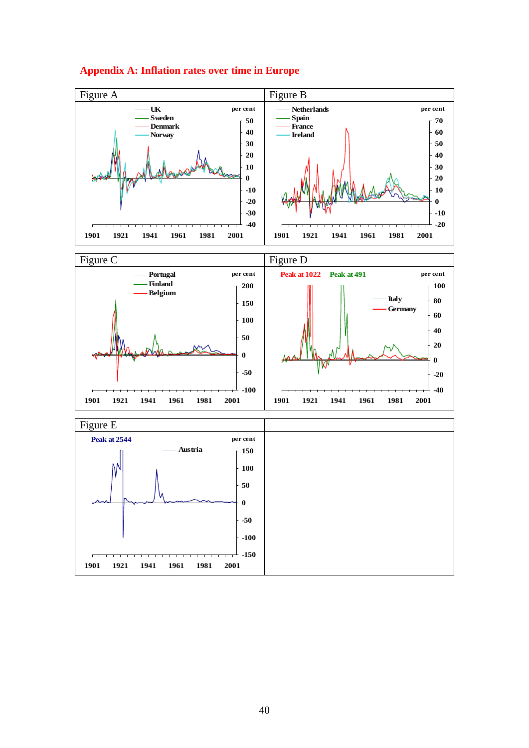## Appendix A: Inflation rates over time in Europe

Figure A

UK
Sweden
Denmark
Norway

per cent

50
40
30
20
10
0
-10
-20
-30
-40

1901 1921 1941 1961 1981 2001

Figure B

Netherlands
Spain
France
Ireland

per cent

70
60
50
40
30
20
10
0
-10
-20

1901 1921 1941 1961 1981 2001

Figure C

Portugal
Finland
Belgium

per cent

200
150
100
50
0
-50
-100

1901 1921 1941 1961 1981 2001

Figure D

Peak at 1022 Peak at 491

per cent

Italy
Germany

100
80
60
40
20
0
-20
-40

1901 1921 1941 1961 1981 2001

Figure E

Peak at 2544

Austria

per cent

150
100
50
0
-50
-100
-150

1901 1921 1941 1961 1981 2001